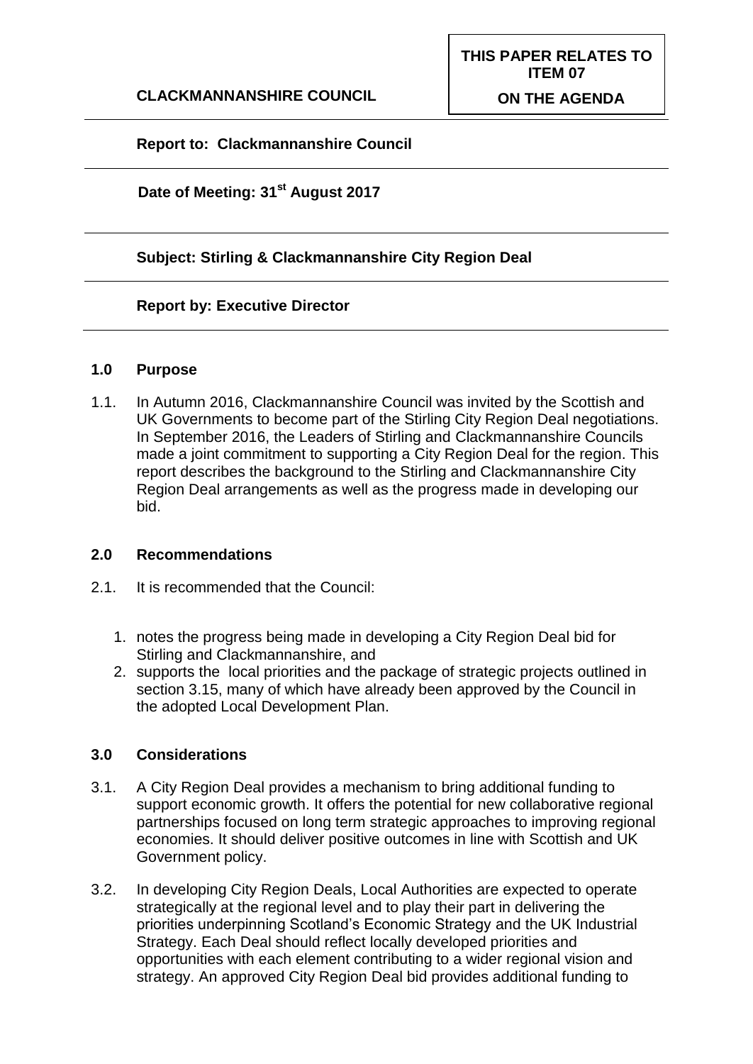**CLACKMANNANSHIRE COUNCIL**

**THIS PAPER RELATES TO ITEM 07**

**ON THE AGENDA**

**Report to: Clackmannanshire Council**

**Date of Meeting: 31st August 2017**

**Subject: Stirling & Clackmannanshire City Region Deal**

**Report by: Executive Director**

## 1.0 Purpose

1.1. In Autumn 2016, Clackmannanshire Council was invited by the Scottish and UK Governments to become part of the Stirling City Region Deal negotiations. In September 2016, the Leaders of Stirling and Clackmannanshire Councils made a joint commitment to supporting a City Region Deal for the region. This report describes the background to the Stirling and Clackmannanshire City Region Deal arrangements as well as the progress made in developing our bid.

## 2.0 Recommendations

2.1. It is recommended that the Council:

1. notes the progress being made in developing a City Region Deal bid for Stirling and Clackmannanshire, and
2. supports the local priorities and the package of strategic projects outlined in section 3.15, many of which have already been approved by the Council in the adopted Local Development Plan.

## 3.0 Considerations

3.1. A City Region Deal provides a mechanism to bring additional funding to support economic growth. It offers the potential for new collaborative regional partnerships focused on long term strategic approaches to improving regional economies. It should deliver positive outcomes in line with Scottish and UK Government policy.

3.2. In developing City Region Deals, Local Authorities are expected to operate strategically at the regional level and to play their part in delivering the priorities underpinning Scotland's Economic Strategy and the UK Industrial Strategy. Each Deal should reflect locally developed priorities and opportunities with each element contributing to a wider regional vision and strategy. An approved City Region Deal bid provides additional funding to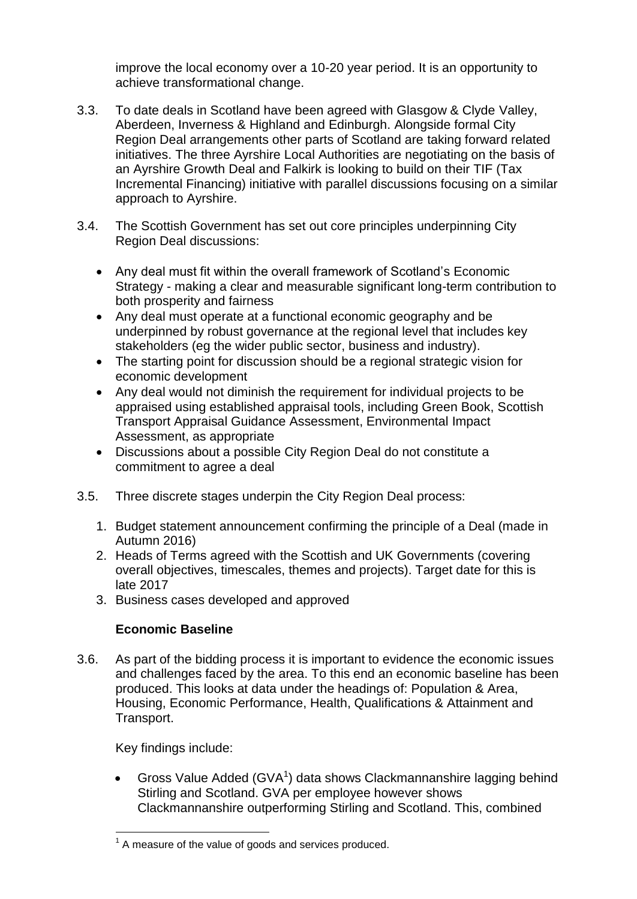improve the local economy over a 10-20 year period. It is an opportunity to achieve transformational change.

3.3. To date deals in Scotland have been agreed with Glasgow & Clyde Valley, Aberdeen, Inverness & Highland and Edinburgh. Alongside formal City Region Deal arrangements other parts of Scotland are taking forward related initiatives. The three Ayrshire Local Authorities are negotiating on the basis of an Ayrshire Growth Deal and Falkirk is looking to build on their TIF (Tax Incremental Financing) initiative with parallel discussions focusing on a similar approach to Ayrshire.

3.4. The Scottish Government has set out core principles underpinning City Region Deal discussions:

- Any deal must fit within the overall framework of Scotland's Economic Strategy - making a clear and measurable significant long-term contribution to both prosperity and fairness
- Any deal must operate at a functional economic geography and be underpinned by robust governance at the regional level that includes key stakeholders (eg the wider public sector, business and industry).
- The starting point for discussion should be a regional strategic vision for economic development
- Any deal would not diminish the requirement for individual projects to be appraised using established appraisal tools, including Green Book, Scottish Transport Appraisal Guidance Assessment, Environmental Impact Assessment, as appropriate
- Discussions about a possible City Region Deal do not constitute a commitment to agree a deal

3.5. Three discrete stages underpin the City Region Deal process:

1. Budget statement announcement confirming the principle of a Deal (made in Autumn 2016)
2. Heads of Terms agreed with the Scottish and UK Governments (covering overall objectives, timescales, themes and projects). Target date for this is late 2017
3. Business cases developed and approved

**Economic Baseline**

3.6. As part of the bidding process it is important to evidence the economic issues and challenges faced by the area. To this end an economic baseline has been produced. This looks at data under the headings of: Population & Area, Housing, Economic Performance, Health, Qualifications & Attainment and Transport.

Key findings include:

- Gross Value Added (GVA[1]) data shows Clackmannanshire lagging behind Stirling and Scotland. GVA per employee however shows Clackmannanshire outperforming Stirling and Scotland. This, combined

[1] A measure of the value of goods and services produced.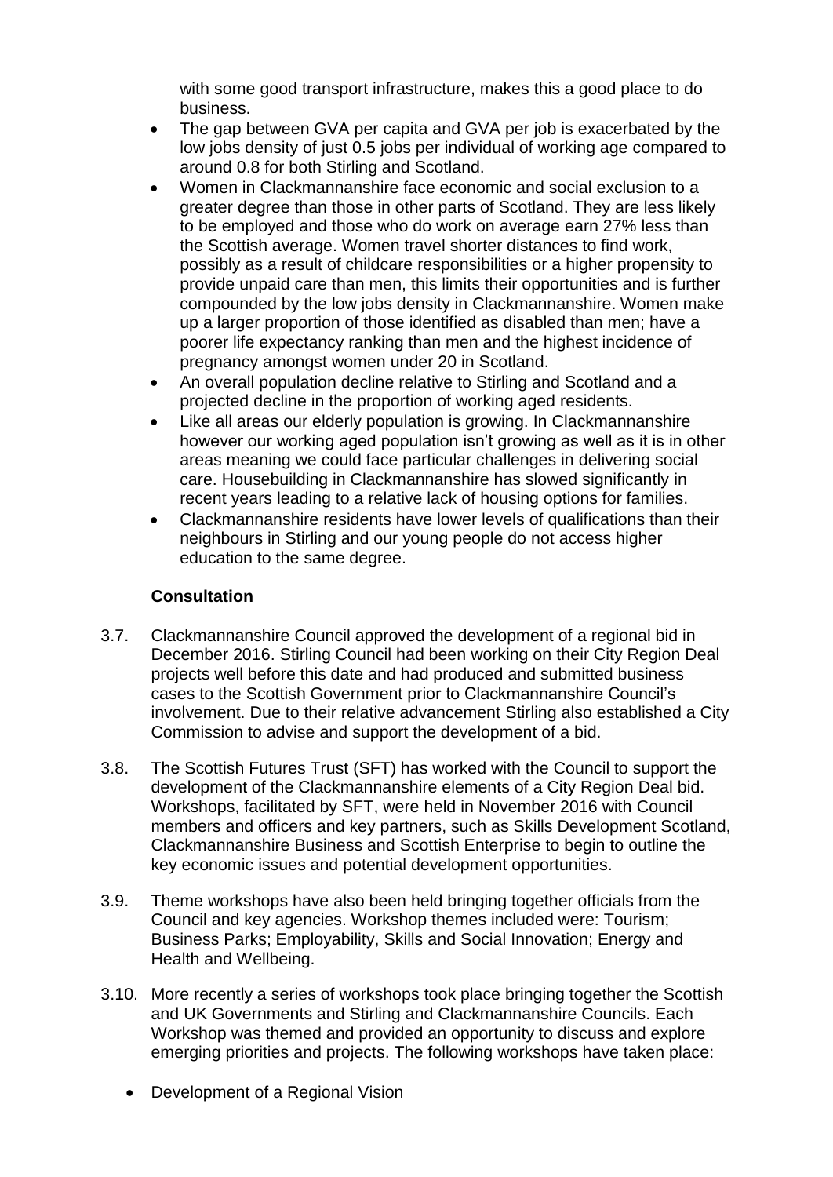with some good transport infrastructure, makes this a good place to do business.

- The gap between GVA per capita and GVA per job is exacerbated by the low jobs density of just 0.5 jobs per individual of working age compared to around 0.8 for both Stirling and Scotland.
- Women in Clackmannanshire face economic and social exclusion to a greater degree than those in other parts of Scotland. They are less likely to be employed and those who do work on average earn 27% less than the Scottish average. Women travel shorter distances to find work, possibly as a result of childcare responsibilities or a higher propensity to provide unpaid care than men, this limits their opportunities and is further compounded by the low jobs density in Clackmannanshire. Women make up a larger proportion of those identified as disabled than men; have a poorer life expectancy ranking than men and the highest incidence of pregnancy amongst women under 20 in Scotland.
- An overall population decline relative to Stirling and Scotland and a projected decline in the proportion of working aged residents.
- Like all areas our elderly population is growing. In Clackmannanshire however our working aged population isn't growing as well as it is in other areas meaning we could face particular challenges in delivering social care. Housebuilding in Clackmannanshire has slowed significantly in recent years leading to a relative lack of housing options for families.
- Clackmannanshire residents have lower levels of qualifications than their neighbours in Stirling and our young people do not access higher education to the same degree.

**Consultation**

3.7. Clackmannanshire Council approved the development of a regional bid in December 2016. Stirling Council had been working on their City Region Deal projects well before this date and had produced and submitted business cases to the Scottish Government prior to Clackmannanshire Council's involvement. Due to their relative advancement Stirling also established a City Commission to advise and support the development of a bid.

3.8. The Scottish Futures Trust (SFT) has worked with the Council to support the development of the Clackmannanshire elements of a City Region Deal bid. Workshops, facilitated by SFT, were held in November 2016 with Council members and officers and key partners, such as Skills Development Scotland, Clackmannanshire Business and Scottish Enterprise to begin to outline the key economic issues and potential development opportunities.

3.9. Theme workshops have also been held bringing together officials from the Council and key agencies. Workshop themes included were: Tourism; Business Parks; Employability, Skills and Social Innovation; Energy and Health and Wellbeing.

3.10. More recently a series of workshops took place bringing together the Scottish and UK Governments and Stirling and Clackmannanshire Councils. Each Workshop was themed and provided an opportunity to discuss and explore emerging priorities and projects. The following workshops have taken place:

- Development of a Regional Vision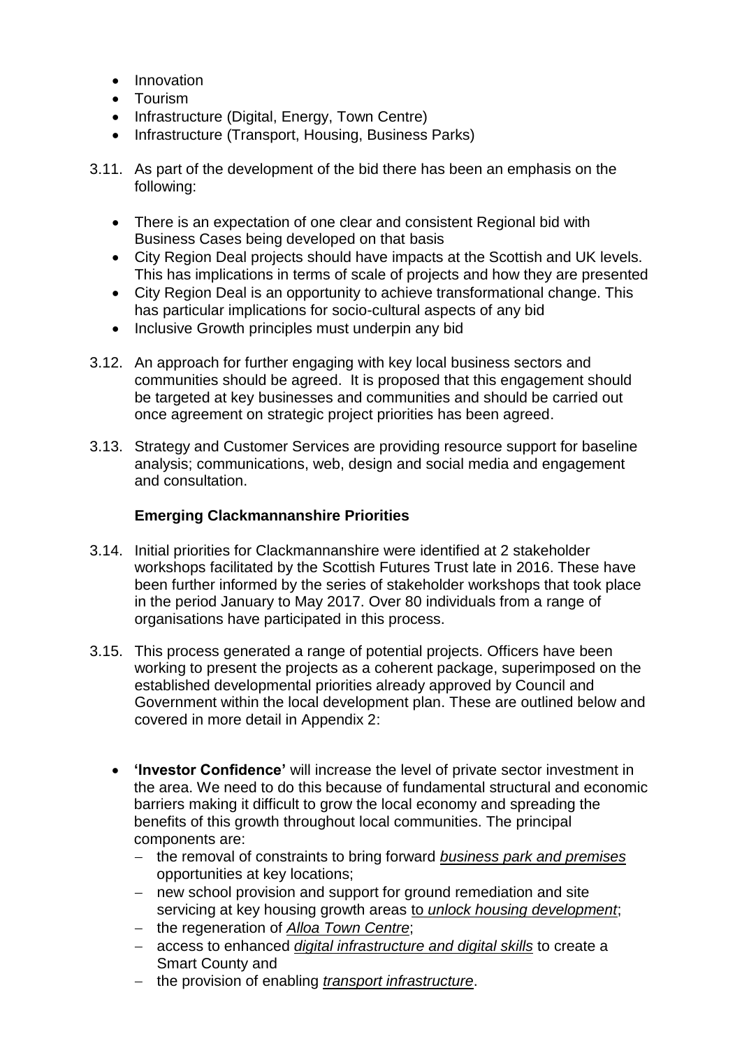- Innovation
- Tourism
- Infrastructure (Digital, Energy, Town Centre)
- Infrastructure (Transport, Housing, Business Parks)

3.11. As part of the development of the bid there has been an emphasis on the following:

- There is an expectation of one clear and consistent Regional bid with Business Cases being developed on that basis
- City Region Deal projects should have impacts at the Scottish and UK levels. This has implications in terms of scale of projects and how they are presented
- City Region Deal is an opportunity to achieve transformational change. This has particular implications for socio-cultural aspects of any bid
- Inclusive Growth principles must underpin any bid

3.12. An approach for further engaging with key local business sectors and communities should be agreed. It is proposed that this engagement should be targeted at key businesses and communities and should be carried out once agreement on strategic project priorities has been agreed.

3.13. Strategy and Customer Services are providing resource support for baseline analysis; communications, web, design and social media and engagement and consultation.

**Emerging Clackmannanshire Priorities**

3.14. Initial priorities for Clackmannanshire were identified at 2 stakeholder workshops facilitated by the Scottish Futures Trust late in 2016. These have been further informed by the series of stakeholder workshops that took place in the period January to May 2017. Over 80 individuals from a range of organisations have participated in this process.

3.15. This process generated a range of potential projects. Officers have been working to present the projects as a coherent package, superimposed on the established developmental priorities already approved by Council and Government within the local development plan. These are outlined below and covered in more detail in Appendix 2:

- **'Investor Confidence'** will increase the level of private sector investment in the area. We need to do this because of fundamental structural and economic barriers making it difficult to grow the local economy and spreading the benefits of this growth throughout local communities. The principal components are:
  - the removal of constraints to bring forward *business park and premises* opportunities at key locations;
  - new school provision and support for ground remediation and site servicing at key housing growth areas to *unlock housing development*;
  - the regeneration of *Alloa Town Centre*;
  - access to enhanced *digital infrastructure and digital skills* to create a Smart County and
  - the provision of enabling *transport infrastructure*.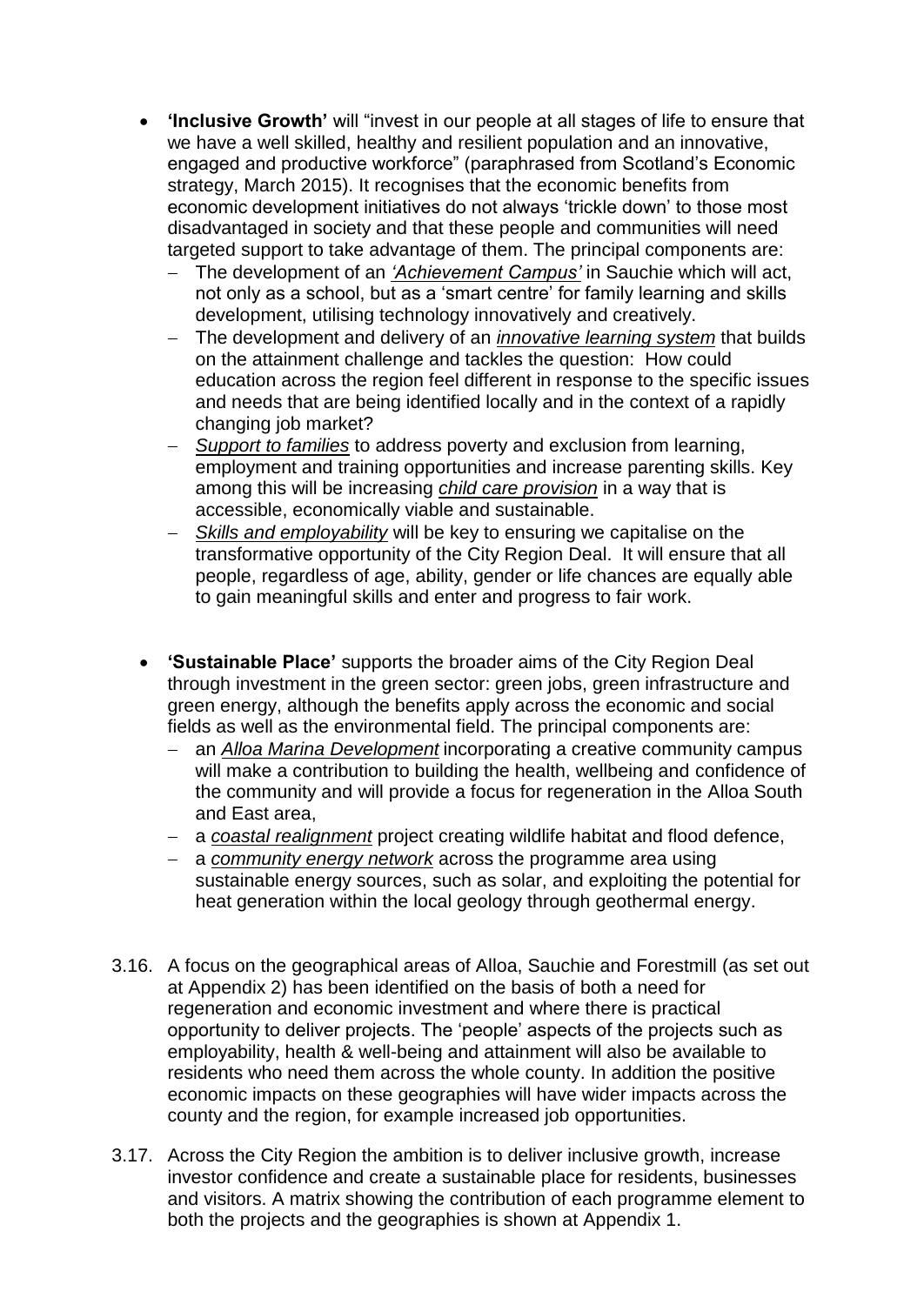- **'Inclusive Growth'** will "invest in our people at all stages of life to ensure that we have a well skilled, healthy and resilient population and an innovative, engaged and productive workforce" (paraphrased from Scotland's Economic strategy, March 2015). It recognises that the economic benefits from economic development initiatives do not always 'trickle down' to those most disadvantaged in society and that these people and communities will need targeted support to take advantage of them. The principal components are:
  - The development of an *'Achievement Campus'* in Sauchie which will act, not only as a school, but as a 'smart centre' for family learning and skills development, utilising technology innovatively and creatively.
  - The development and delivery of an *innovative learning system* that builds on the attainment challenge and tackles the question: How could education across the region feel different in response to the specific issues and needs that are being identified locally and in the context of a rapidly changing job market?
  - *Support to families* to address poverty and exclusion from learning, employment and training opportunities and increase parenting skills. Key among this will be increasing *child care provision* in a way that is accessible, economically viable and sustainable.
  - *Skills and employability* will be key to ensuring we capitalise on the transformative opportunity of the City Region Deal. It will ensure that all people, regardless of age, ability, gender or life chances are equally able to gain meaningful skills and enter and progress to fair work.

- **'Sustainable Place'** supports the broader aims of the City Region Deal through investment in the green sector: green jobs, green infrastructure and green energy, although the benefits apply across the economic and social fields as well as the environmental field. The principal components are:
  - an *Alloa Marina Development* incorporating a creative community campus will make a contribution to building the health, wellbeing and confidence of the community and will provide a focus for regeneration in the Alloa South and East area,
  - a *coastal realignment* project creating wildlife habitat and flood defence,
  - a *community energy network* across the programme area using sustainable energy sources, such as solar, and exploiting the potential for heat generation within the local geology through geothermal energy.

3.16. A focus on the geographical areas of Alloa, Sauchie and Forestmill (as set out at Appendix 2) has been identified on the basis of both a need for regeneration and economic investment and where there is practical opportunity to deliver projects. The 'people' aspects of the projects such as employability, health & well-being and attainment will also be available to residents who need them across the whole county. In addition the positive economic impacts on these geographies will have wider impacts across the county and the region, for example increased job opportunities.

3.17. Across the City Region the ambition is to deliver inclusive growth, increase investor confidence and create a sustainable place for residents, businesses and visitors. A matrix showing the contribution of each programme element to both the projects and the geographies is shown at Appendix 1.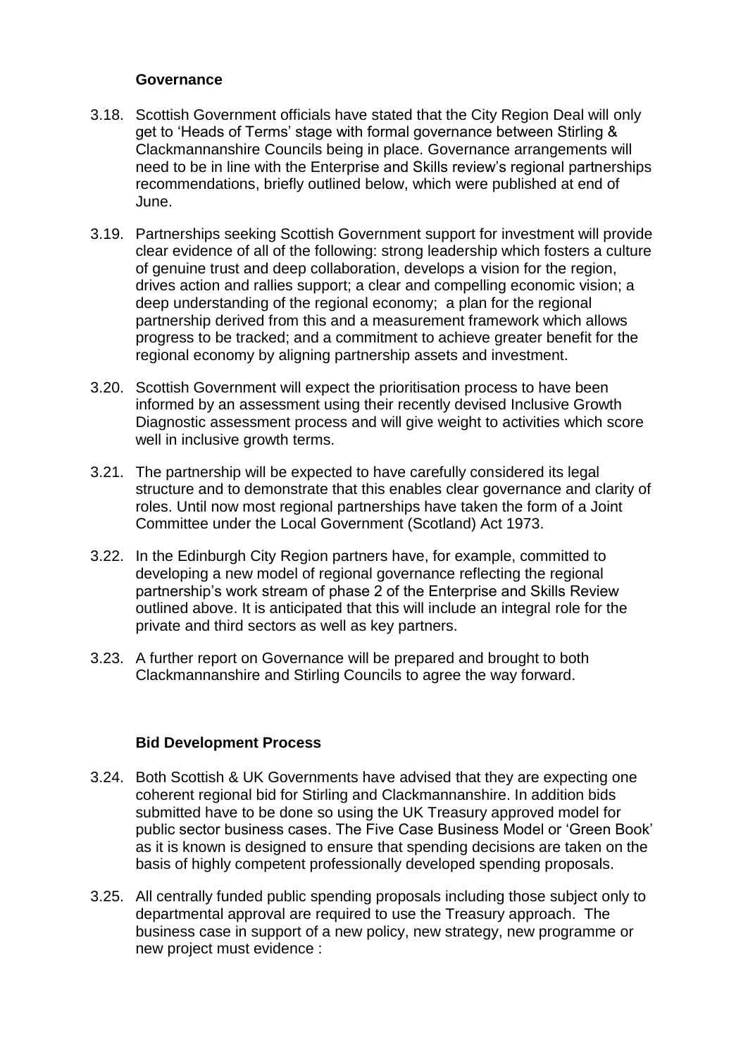### Governance

3.18. Scottish Government officials have stated that the City Region Deal will only get to 'Heads of Terms' stage with formal governance between Stirling & Clackmannanshire Councils being in place. Governance arrangements will need to be in line with the Enterprise and Skills review's regional partnerships recommendations, briefly outlined below, which were published at end of June.

3.19. Partnerships seeking Scottish Government support for investment will provide clear evidence of all of the following: strong leadership which fosters a culture of genuine trust and deep collaboration, develops a vision for the region, drives action and rallies support; a clear and compelling economic vision; a deep understanding of the regional economy; a plan for the regional partnership derived from this and a measurement framework which allows progress to be tracked; and a commitment to achieve greater benefit for the regional economy by aligning partnership assets and investment.

3.20. Scottish Government will expect the prioritisation process to have been informed by an assessment using their recently devised Inclusive Growth Diagnostic assessment process and will give weight to activities which score well in inclusive growth terms.

3.21. The partnership will be expected to have carefully considered its legal structure and to demonstrate that this enables clear governance and clarity of roles. Until now most regional partnerships have taken the form of a Joint Committee under the Local Government (Scotland) Act 1973.

3.22. In the Edinburgh City Region partners have, for example, committed to developing a new model of regional governance reflecting the regional partnership's work stream of phase 2 of the Enterprise and Skills Review outlined above. It is anticipated that this will include an integral role for the private and third sectors as well as key partners.

3.23. A further report on Governance will be prepared and brought to both Clackmannanshire and Stirling Councils to agree the way forward.

### Bid Development Process

3.24. Both Scottish & UK Governments have advised that they are expecting one coherent regional bid for Stirling and Clackmannanshire. In addition bids submitted have to be done so using the UK Treasury approved model for public sector business cases. The Five Case Business Model or 'Green Book' as it is known is designed to ensure that spending decisions are taken on the basis of highly competent professionally developed spending proposals.

3.25. All centrally funded public spending proposals including those subject only to departmental approval are required to use the Treasury approach. The business case in support of a new policy, new strategy, new programme or new project must evidence :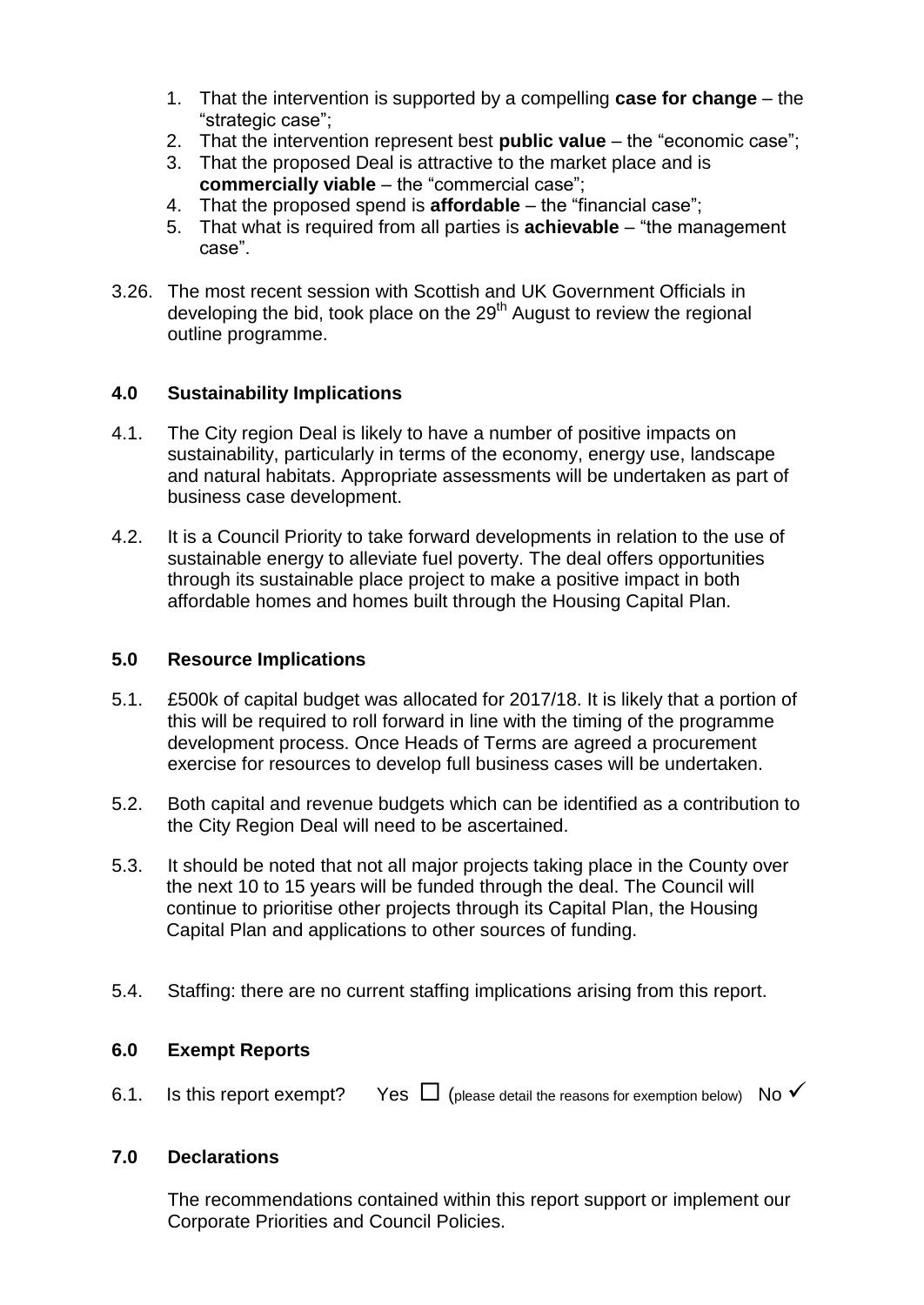1. That the intervention is supported by a compelling **case for change** – the "strategic case";
2. That the intervention represent best **public value** – the "economic case";
3. That the proposed Deal is attractive to the market place and is **commercially viable** – the "commercial case";
4. That the proposed spend is **affordable** – the "financial case";
5. That what is required from all parties is **achievable** – "the management case".

3.26. The most recent session with Scottish and UK Government Officials in developing the bid, took place on the 29th August to review the regional outline programme.

## 4.0 Sustainability Implications

4.1. The City region Deal is likely to have a number of positive impacts on sustainability, particularly in terms of the economy, energy use, landscape and natural habitats. Appropriate assessments will be undertaken as part of business case development.

4.2. It is a Council Priority to take forward developments in relation to the use of sustainable energy to alleviate fuel poverty. The deal offers opportunities through its sustainable place project to make a positive impact in both affordable homes and homes built through the Housing Capital Plan.

## 5.0 Resource Implications

5.1. £500k of capital budget was allocated for 2017/18. It is likely that a portion of this will be required to roll forward in line with the timing of the programme development process. Once Heads of Terms are agreed a procurement exercise for resources to develop full business cases will be undertaken.

5.2. Both capital and revenue budgets which can be identified as a contribution to the City Region Deal will need to be ascertained.

5.3. It should be noted that not all major projects taking place in the County over the next 10 to 15 years will be funded through the deal. The Council will continue to prioritise other projects through its Capital Plan, the Housing Capital Plan and applications to other sources of funding.

5.4. Staffing: there are no current staffing implications arising from this report.

## 6.0 Exempt Reports

6.1. Is this report exempt? Yes ☐ (please detail the reasons for exemption below) No ✓

## 7.0 Declarations

The recommendations contained within this report support or implement our Corporate Priorities and Council Policies.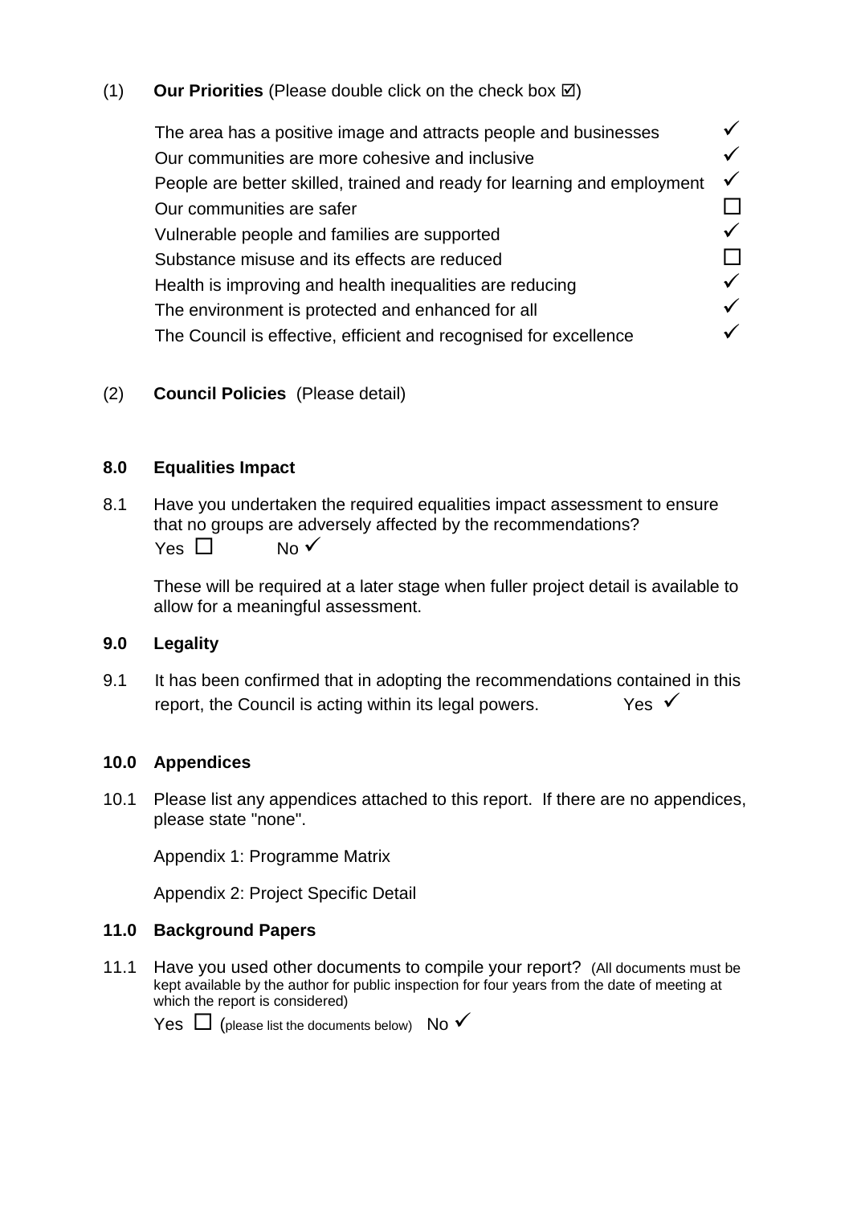(1) **Our Priorities** (Please double click on the check box ☑)

| | |
|---|---|
| The area has a positive image and attracts people and businesses | ✓ |
| Our communities are more cohesive and inclusive | ✓ |
| People are better skilled, trained and ready for learning and employment | ✓ |
| Our communities are safer | ☐ |
| Vulnerable people and families are supported | ✓ |
| Substance misuse and its effects are reduced | ☐ |
| Health is improving and health inequalities are reducing | ✓ |
| The environment is protected and enhanced for all | ✓ |
| The Council is effective, efficient and recognised for excellence | ✓ |

(2) **Council Policies** (Please detail)

## 8.0 Equalities Impact

8.1 Have you undertaken the required equalities impact assessment to ensure that no groups are adversely affected by the recommendations?

Yes ☐ No ✓

These will be required at a later stage when fuller project detail is available to allow for a meaningful assessment.

## 9.0 Legality

9.1 It has been confirmed that in adopting the recommendations contained in this report, the Council is acting within its legal powers. Yes ✓

## 10.0 Appendices

10.1 Please list any appendices attached to this report. If there are no appendices, please state "none".

Appendix 1: Programme Matrix

Appendix 2: Project Specific Detail

## 11.0 Background Papers

11.1 Have you used other documents to compile your report? (All documents must be kept available by the author for public inspection for four years from the date of meeting at which the report is considered)

Yes ☐ (please list the documents below) No ✓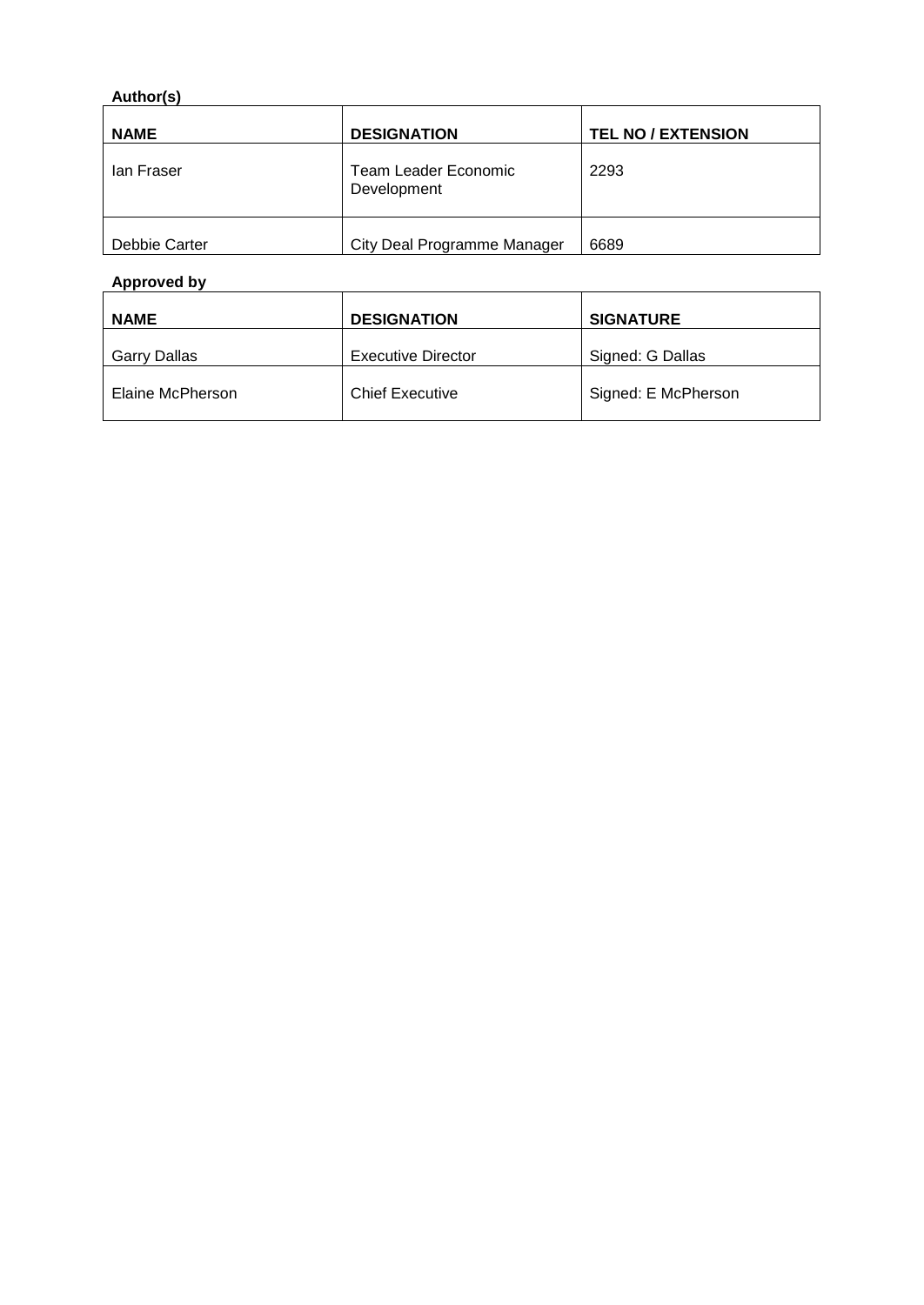**Author(s)**

| NAME | DESIGNATION | TEL NO / EXTENSION |
|---|---|---|
| Ian Fraser | Team Leader Economic Development | 2293 |
| Debbie Carter | City Deal Programme Manager | 6689 |

**Approved by**

| NAME | DESIGNATION | SIGNATURE |
|---|---|---|
| Garry Dallas | Executive Director | Signed: G Dallas |
| Elaine McPherson | Chief Executive | Signed: E McPherson |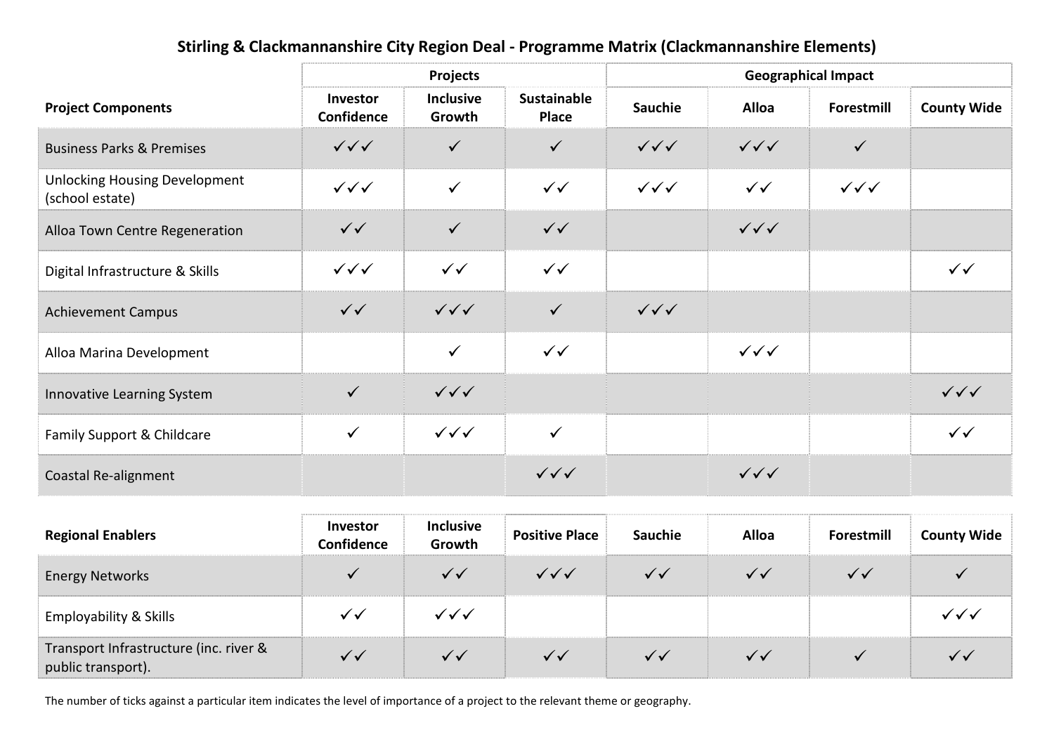## Stirling & Clackmannanshire City Region Deal - Programme Matrix (Clackmannanshire Elements)

| Project Components | Projects | | | Geographical Impact | | | |
|---|---|---|---|---|---|---|---|
| | Investor Confidence | Inclusive Growth | Sustainable Place | Sauchie | Alloa | Forestmill | County Wide |
| Business Parks & Premises | ✓✓✓ | ✓ | ✓ | ✓✓✓ | ✓✓✓ | ✓ | |
| Unlocking Housing Development (school estate) | ✓✓✓ | ✓ | ✓✓ | ✓✓✓ | ✓✓ | ✓✓✓ | |
| Alloa Town Centre Regeneration | ✓✓ | ✓ | ✓✓ | | ✓✓✓ | | |
| Digital Infrastructure & Skills | ✓✓✓ | ✓✓ | ✓✓ | | | | ✓✓ |
| Achievement Campus | ✓✓ | ✓✓✓ | ✓ | ✓✓✓ | | | |
| Alloa Marina Development | | ✓ | ✓✓ | | ✓✓✓ | | |
| Innovative Learning System | ✓ | ✓✓✓ | | | | | ✓✓✓ |
| Family Support & Childcare | ✓ | ✓✓✓ | ✓ | | | | ✓✓ |
| Coastal Re-alignment | | | ✓✓✓ | | ✓✓✓ | | |

| Regional Enablers | Investor Confidence | Inclusive Growth | Positive Place | Sauchie | Alloa | Forestmill | County Wide |
|---|---|---|---|---|---|---|---|
| Energy Networks | ✓ | ✓✓ | ✓✓✓ | ✓✓ | ✓✓ | ✓✓ | ✓ |
| Employability & Skills | ✓✓ | ✓✓✓ | | | | | ✓✓✓ |
| Transport Infrastructure (inc. river & public transport). | ✓✓ | ✓✓ | ✓✓ | ✓✓ | ✓✓ | ✓ | ✓✓ |

The number of ticks against a particular item indicates the level of importance of a project to the relevant theme or geography.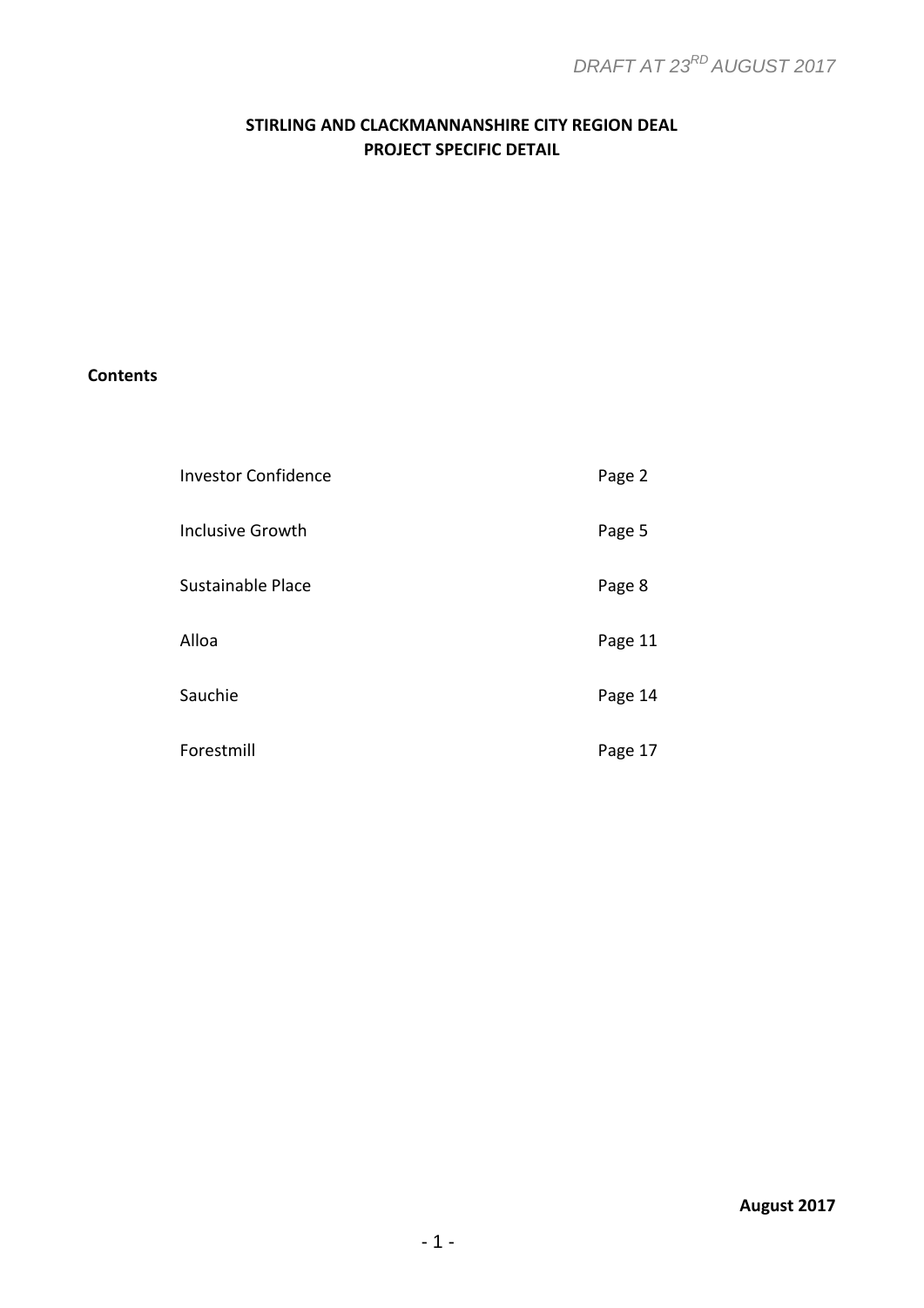*DRAFT AT 23RD AUGUST 2017*

**STIRLING AND CLACKMANNANSHIRE CITY REGION DEAL**
**PROJECT SPECIFIC DETAIL**

**Contents**

| | |
|---|---|
| Investor Confidence | Page 2 |
| Inclusive Growth | Page 5 |
| Sustainable Place | Page 8 |
| Alloa | Page 11 |
| Sauchie | Page 14 |
| Forestmill | Page 17 |

**August 2017**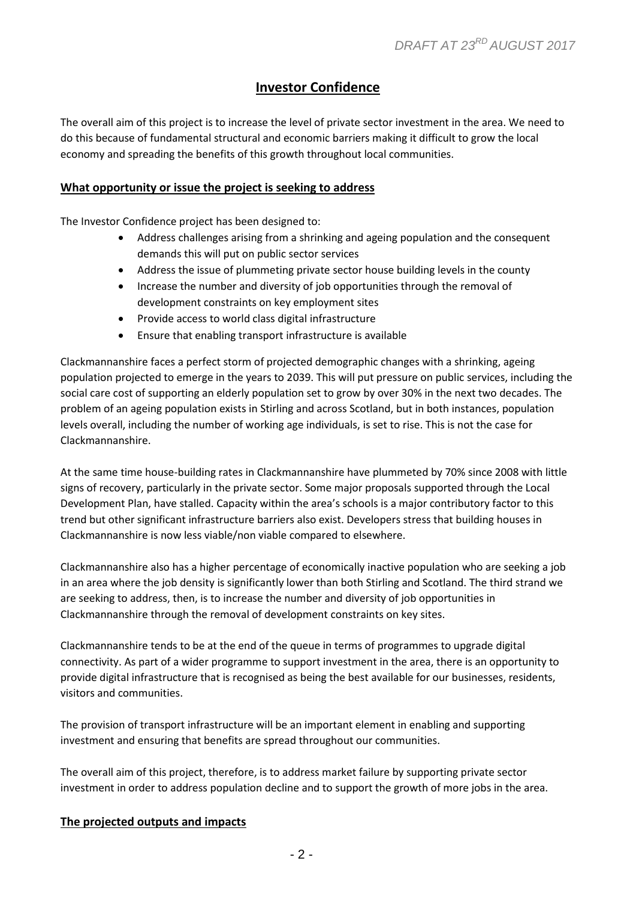# Investor Confidence

The overall aim of this project is to increase the level of private sector investment in the area. We need to do this because of fundamental structural and economic barriers making it difficult to grow the local economy and spreading the benefits of this growth throughout local communities.

## What opportunity or issue the project is seeking to address

The Investor Confidence project has been designed to:

- Address challenges arising from a shrinking and ageing population and the consequent demands this will put on public sector services
- Address the issue of plummeting private sector house building levels in the county
- Increase the number and diversity of job opportunities through the removal of development constraints on key employment sites
- Provide access to world class digital infrastructure
- Ensure that enabling transport infrastructure is available

Clackmannanshire faces a perfect storm of projected demographic changes with a shrinking, ageing population projected to emerge in the years to 2039. This will put pressure on public services, including the social care cost of supporting an elderly population set to grow by over 30% in the next two decades. The problem of an ageing population exists in Stirling and across Scotland, but in both instances, population levels overall, including the number of working age individuals, is set to rise. This is not the case for Clackmannanshire.

At the same time house-building rates in Clackmannanshire have plummeted by 70% since 2008 with little signs of recovery, particularly in the private sector. Some major proposals supported through the Local Development Plan, have stalled. Capacity within the area's schools is a major contributory factor to this trend but other significant infrastructure barriers also exist. Developers stress that building houses in Clackmannanshire is now less viable/non viable compared to elsewhere.

Clackmannanshire also has a higher percentage of economically inactive population who are seeking a job in an area where the job density is significantly lower than both Stirling and Scotland. The third strand we are seeking to address, then, is to increase the number and diversity of job opportunities in Clackmannanshire through the removal of development constraints on key sites.

Clackmannanshire tends to be at the end of the queue in terms of programmes to upgrade digital connectivity. As part of a wider programme to support investment in the area, there is an opportunity to provide digital infrastructure that is recognised as being the best available for our businesses, residents, visitors and communities.

The provision of transport infrastructure will be an important element in enabling and supporting investment and ensuring that benefits are spread throughout our communities.

The overall aim of this project, therefore, is to address market failure by supporting private sector investment in order to address population decline and to support the growth of more jobs in the area.

## The projected outputs and impacts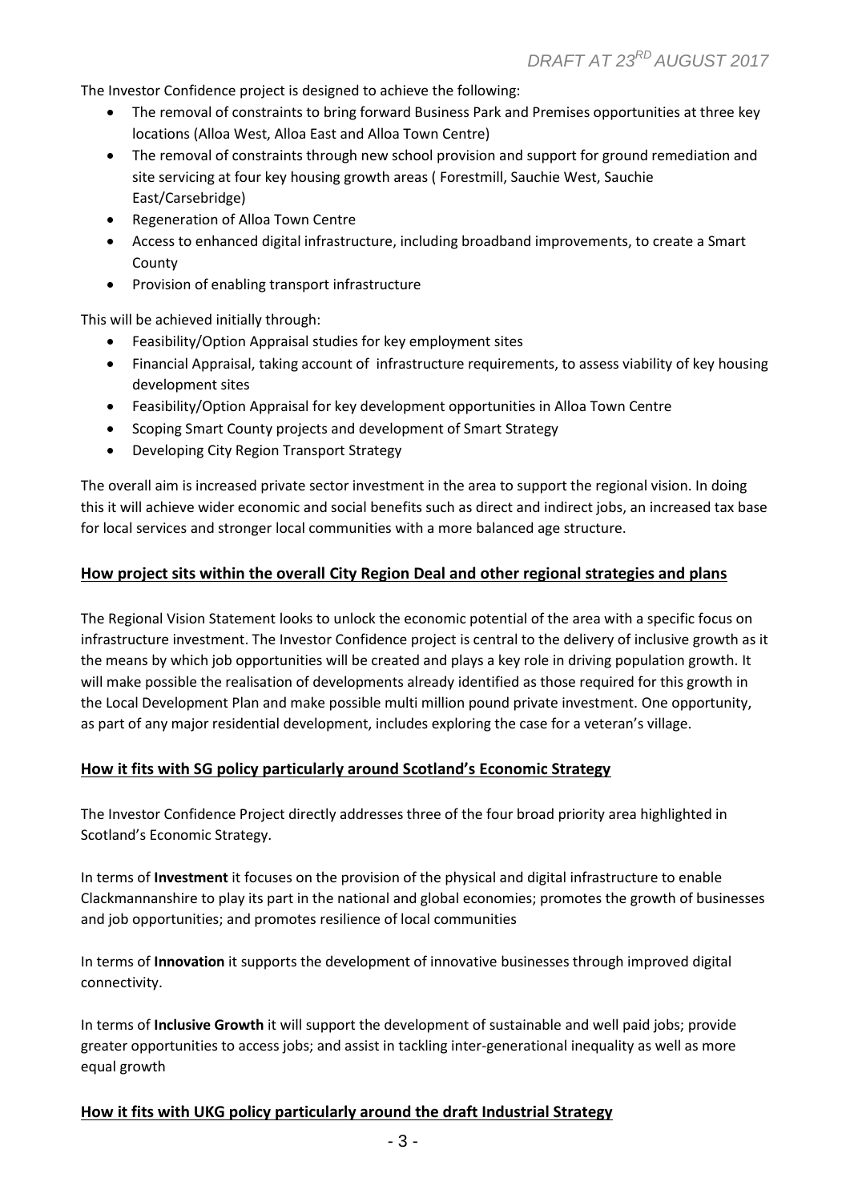The Investor Confidence project is designed to achieve the following:

- The removal of constraints to bring forward Business Park and Premises opportunities at three key locations (Alloa West, Alloa East and Alloa Town Centre)
- The removal of constraints through new school provision and support for ground remediation and site servicing at four key housing growth areas ( Forestmill, Sauchie West, Sauchie East/Carsebridge)
- Regeneration of Alloa Town Centre
- Access to enhanced digital infrastructure, including broadband improvements, to create a Smart County
- Provision of enabling transport infrastructure

This will be achieved initially through:

- Feasibility/Option Appraisal studies for key employment sites
- Financial Appraisal, taking account of infrastructure requirements, to assess viability of key housing development sites
- Feasibility/Option Appraisal for key development opportunities in Alloa Town Centre
- Scoping Smart County projects and development of Smart Strategy
- Developing City Region Transport Strategy

The overall aim is increased private sector investment in the area to support the regional vision. In doing this it will achieve wider economic and social benefits such as direct and indirect jobs, an increased tax base for local services and stronger local communities with a more balanced age structure.

## How project sits within the overall City Region Deal and other regional strategies and plans

The Regional Vision Statement looks to unlock the economic potential of the area with a specific focus on infrastructure investment. The Investor Confidence project is central to the delivery of inclusive growth as it the means by which job opportunities will be created and plays a key role in driving population growth. It will make possible the realisation of developments already identified as those required for this growth in the Local Development Plan and make possible multi million pound private investment. One opportunity, as part of any major residential development, includes exploring the case for a veteran's village.

## How it fits with SG policy particularly around Scotland's Economic Strategy

The Investor Confidence Project directly addresses three of the four broad priority area highlighted in Scotland's Economic Strategy.

In terms of **Investment** it focuses on the provision of the physical and digital infrastructure to enable Clackmannanshire to play its part in the national and global economies; promotes the growth of businesses and job opportunities; and promotes resilience of local communities

In terms of **Innovation** it supports the development of innovative businesses through improved digital connectivity.

In terms of **Inclusive Growth** it will support the development of sustainable and well paid jobs; provide greater opportunities to access jobs; and assist in tackling inter-generational inequality as well as more equal growth

## How it fits with UKG policy particularly around the draft Industrial Strategy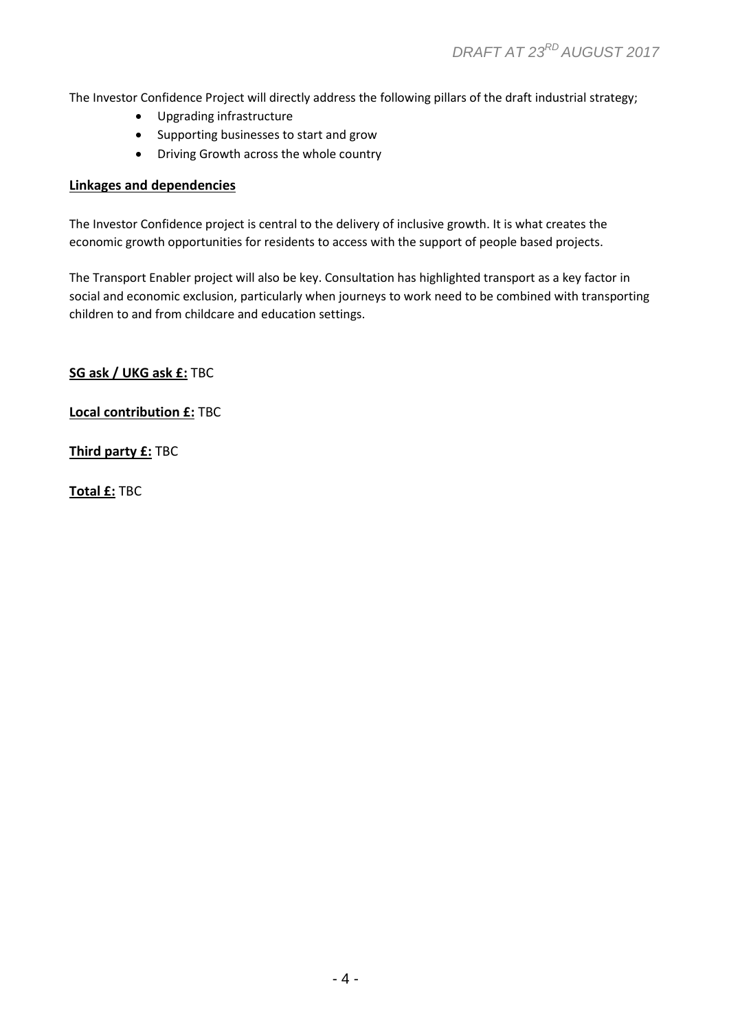The Investor Confidence Project will directly address the following pillars of the draft industrial strategy;

- Upgrading infrastructure
- Supporting businesses to start and grow
- Driving Growth across the whole country

**Linkages and dependencies**

The Investor Confidence project is central to the delivery of inclusive growth. It is what creates the economic growth opportunities for residents to access with the support of people based projects.

The Transport Enabler project will also be key. Consultation has highlighted transport as a key factor in social and economic exclusion, particularly when journeys to work need to be combined with transporting children to and from childcare and education settings.

**SG ask / UKG ask £:** TBC

**Local contribution £:** TBC

**Third party £:** TBC

**Total £:** TBC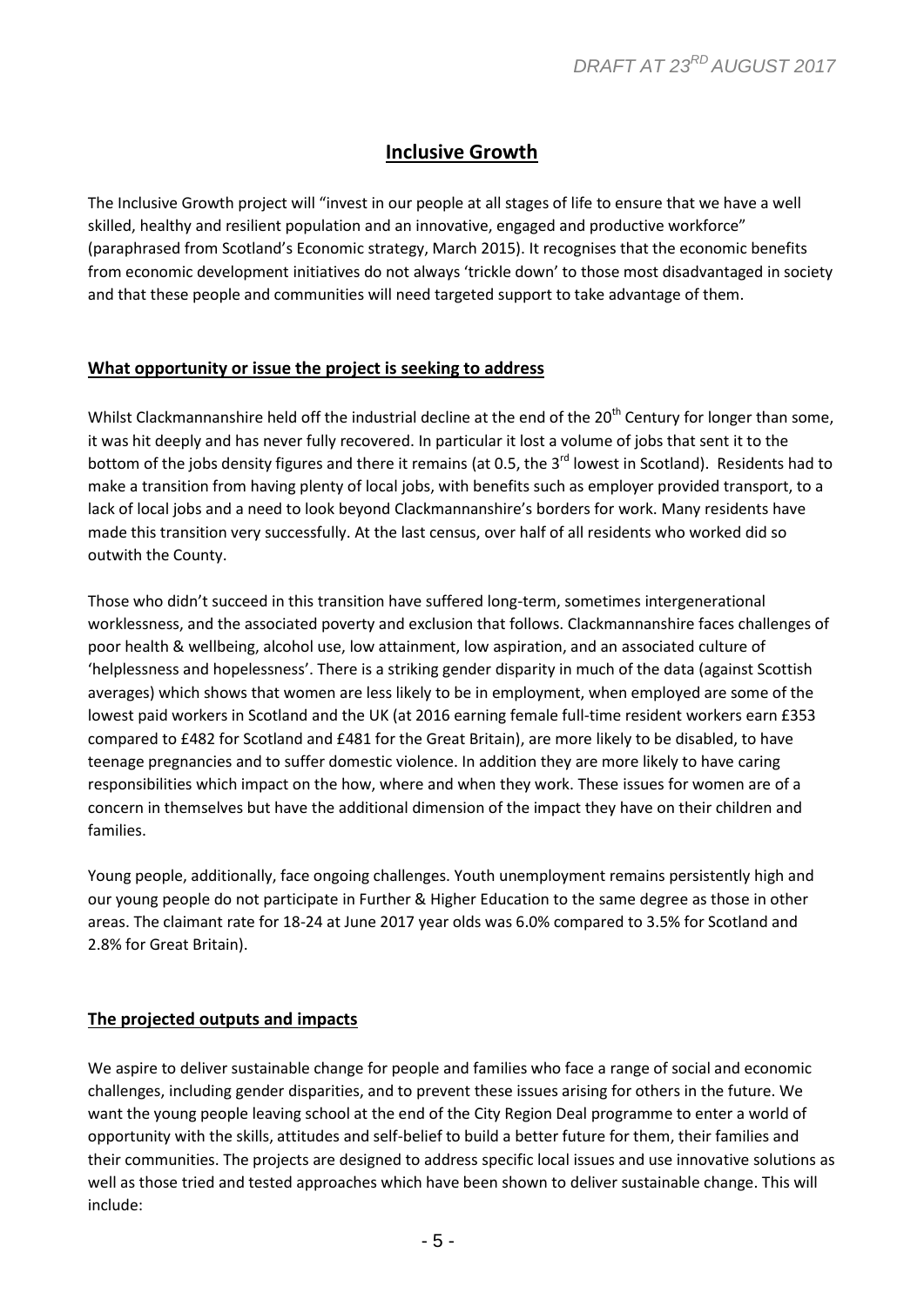## Inclusive Growth

The Inclusive Growth project will "invest in our people at all stages of life to ensure that we have a well skilled, healthy and resilient population and an innovative, engaged and productive workforce" (paraphrased from Scotland's Economic strategy, March 2015). It recognises that the economic benefits from economic development initiatives do not always 'trickle down' to those most disadvantaged in society and that these people and communities will need targeted support to take advantage of them.

### What opportunity or issue the project is seeking to address

Whilst Clackmannanshire held off the industrial decline at the end of the 20th Century for longer than some, it was hit deeply and has never fully recovered. In particular it lost a volume of jobs that sent it to the bottom of the jobs density figures and there it remains (at 0.5, the 3rd lowest in Scotland). Residents had to make a transition from having plenty of local jobs, with benefits such as employer provided transport, to a lack of local jobs and a need to look beyond Clackmannanshire's borders for work. Many residents have made this transition very successfully. At the last census, over half of all residents who worked did so outwith the County.

Those who didn't succeed in this transition have suffered long-term, sometimes intergenerational worklessness, and the associated poverty and exclusion that follows. Clackmannanshire faces challenges of poor health & wellbeing, alcohol use, low attainment, low aspiration, and an associated culture of 'helplessness and hopelessness'. There is a striking gender disparity in much of the data (against Scottish averages) which shows that women are less likely to be in employment, when employed are some of the lowest paid workers in Scotland and the UK (at 2016 earning female full-time resident workers earn £353 compared to £482 for Scotland and £481 for the Great Britain), are more likely to be disabled, to have teenage pregnancies and to suffer domestic violence. In addition they are more likely to have caring responsibilities which impact on the how, where and when they work. These issues for women are of a concern in themselves but have the additional dimension of the impact they have on their children and families.

Young people, additionally, face ongoing challenges. Youth unemployment remains persistently high and our young people do not participate in Further & Higher Education to the same degree as those in other areas. The claimant rate for 18-24 at June 2017 year olds was 6.0% compared to 3.5% for Scotland and 2.8% for Great Britain).

### The projected outputs and impacts

We aspire to deliver sustainable change for people and families who face a range of social and economic challenges, including gender disparities, and to prevent these issues arising for others in the future. We want the young people leaving school at the end of the City Region Deal programme to enter a world of opportunity with the skills, attitudes and self-belief to build a better future for them, their families and their communities. The projects are designed to address specific local issues and use innovative solutions as well as those tried and tested approaches which have been shown to deliver sustainable change. This will include: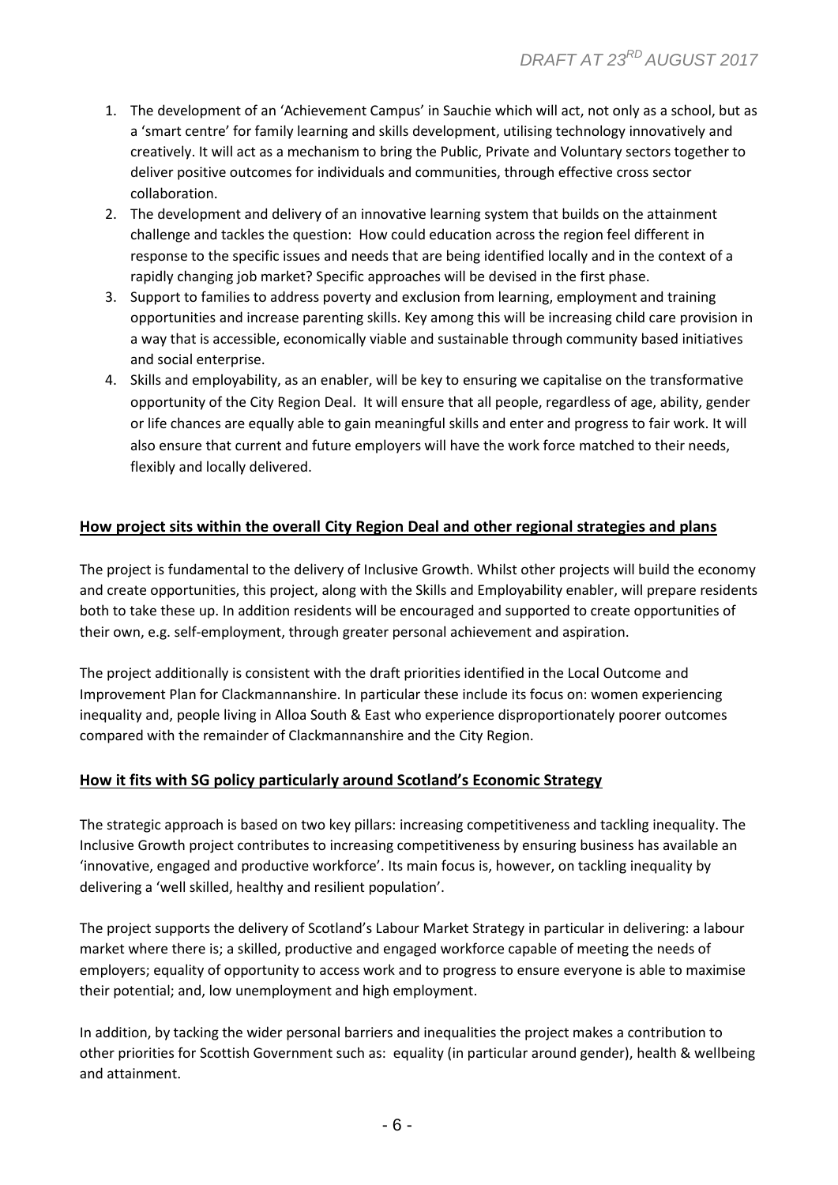1. The development of an 'Achievement Campus' in Sauchie which will act, not only as a school, but as a 'smart centre' for family learning and skills development, utilising technology innovatively and creatively. It will act as a mechanism to bring the Public, Private and Voluntary sectors together to deliver positive outcomes for individuals and communities, through effective cross sector collaboration.
2. The development and delivery of an innovative learning system that builds on the attainment challenge and tackles the question: How could education across the region feel different in response to the specific issues and needs that are being identified locally and in the context of a rapidly changing job market? Specific approaches will be devised in the first phase.
3. Support to families to address poverty and exclusion from learning, employment and training opportunities and increase parenting skills. Key among this will be increasing child care provision in a way that is accessible, economically viable and sustainable through community based initiatives and social enterprise.
4. Skills and employability, as an enabler, will be key to ensuring we capitalise on the transformative opportunity of the City Region Deal. It will ensure that all people, regardless of age, ability, gender or life chances are equally able to gain meaningful skills and enter and progress to fair work. It will also ensure that current and future employers will have the work force matched to their needs, flexibly and locally delivered.

## How project sits within the overall City Region Deal and other regional strategies and plans

The project is fundamental to the delivery of Inclusive Growth. Whilst other projects will build the economy and create opportunities, this project, along with the Skills and Employability enabler, will prepare residents both to take these up. In addition residents will be encouraged and supported to create opportunities of their own, e.g. self-employment, through greater personal achievement and aspiration.

The project additionally is consistent with the draft priorities identified in the Local Outcome and Improvement Plan for Clackmannanshire. In particular these include its focus on: women experiencing inequality and, people living in Alloa South & East who experience disproportionately poorer outcomes compared with the remainder of Clackmannanshire and the City Region.

## How it fits with SG policy particularly around Scotland's Economic Strategy

The strategic approach is based on two key pillars: increasing competitiveness and tackling inequality. The Inclusive Growth project contributes to increasing competitiveness by ensuring business has available an 'innovative, engaged and productive workforce'. Its main focus is, however, on tackling inequality by delivering a 'well skilled, healthy and resilient population'.

The project supports the delivery of Scotland's Labour Market Strategy in particular in delivering: a labour market where there is; a skilled, productive and engaged workforce capable of meeting the needs of employers; equality of opportunity to access work and to progress to ensure everyone is able to maximise their potential; and, low unemployment and high employment.

In addition, by tacking the wider personal barriers and inequalities the project makes a contribution to other priorities for Scottish Government such as: equality (in particular around gender), health & wellbeing and attainment.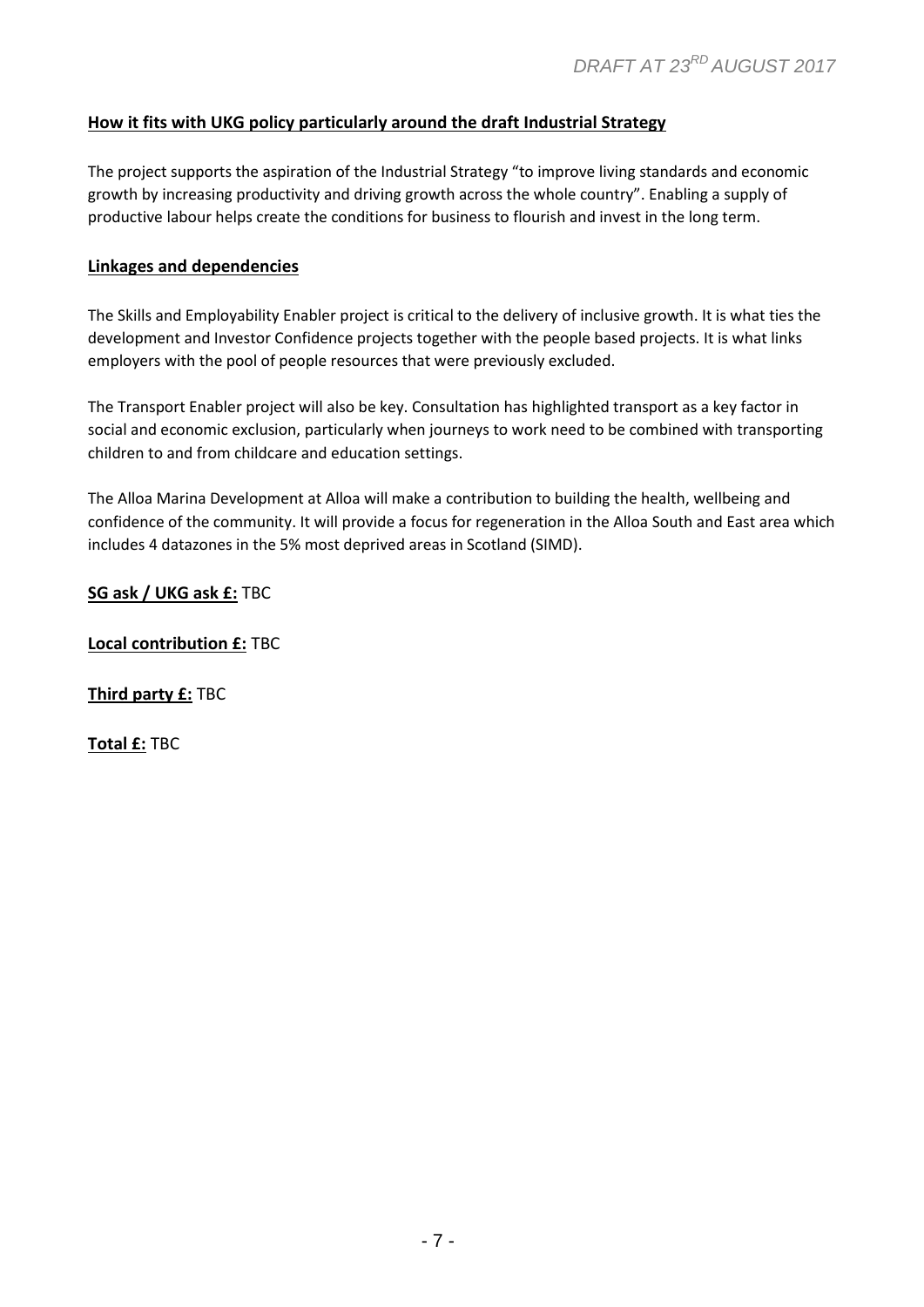**How it fits with UKG policy particularly around the draft Industrial Strategy**

The project supports the aspiration of the Industrial Strategy "to improve living standards and economic growth by increasing productivity and driving growth across the whole country". Enabling a supply of productive labour helps create the conditions for business to flourish and invest in the long term.

**Linkages and dependencies**

The Skills and Employability Enabler project is critical to the delivery of inclusive growth. It is what ties the development and Investor Confidence projects together with the people based projects. It is what links employers with the pool of people resources that were previously excluded.

The Transport Enabler project will also be key. Consultation has highlighted transport as a key factor in social and economic exclusion, particularly when journeys to work need to be combined with transporting children to and from childcare and education settings.

The Alloa Marina Development at Alloa will make a contribution to building the health, wellbeing and confidence of the community. It will provide a focus for regeneration in the Alloa South and East area which includes 4 datazones in the 5% most deprived areas in Scotland (SIMD).

**SG ask / UKG ask £:** TBC

**Local contribution £:** TBC

**Third party £:** TBC

**Total £:** TBC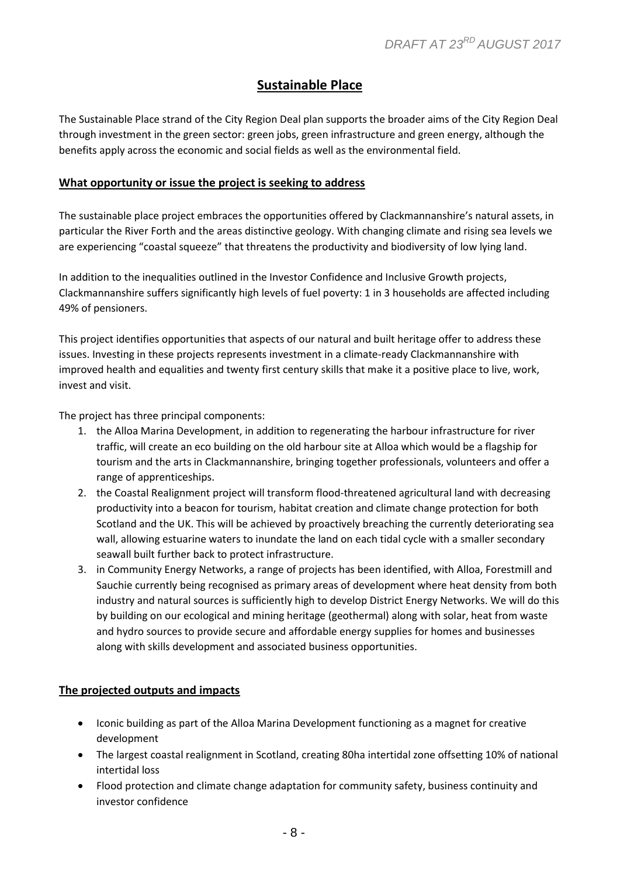## Sustainable Place

The Sustainable Place strand of the City Region Deal plan supports the broader aims of the City Region Deal through investment in the green sector: green jobs, green infrastructure and green energy, although the benefits apply across the economic and social fields as well as the environmental field.

### What opportunity or issue the project is seeking to address

The sustainable place project embraces the opportunities offered by Clackmannanshire's natural assets, in particular the River Forth and the areas distinctive geology. With changing climate and rising sea levels we are experiencing "coastal squeeze" that threatens the productivity and biodiversity of low lying land.

In addition to the inequalities outlined in the Investor Confidence and Inclusive Growth projects, Clackmannanshire suffers significantly high levels of fuel poverty: 1 in 3 households are affected including 49% of pensioners.

This project identifies opportunities that aspects of our natural and built heritage offer to address these issues. Investing in these projects represents investment in a climate-ready Clackmannanshire with improved health and equalities and twenty first century skills that make it a positive place to live, work, invest and visit.

The project has three principal components:

1. the Alloa Marina Development, in addition to regenerating the harbour infrastructure for river traffic, will create an eco building on the old harbour site at Alloa which would be a flagship for tourism and the arts in Clackmannanshire, bringing together professionals, volunteers and offer a range of apprenticeships.
2. the Coastal Realignment project will transform flood-threatened agricultural land with decreasing productivity into a beacon for tourism, habitat creation and climate change protection for both Scotland and the UK. This will be achieved by proactively breaching the currently deteriorating sea wall, allowing estuarine waters to inundate the land on each tidal cycle with a smaller secondary seawall built further back to protect infrastructure.
3. in Community Energy Networks, a range of projects has been identified, with Alloa, Forestmill and Sauchie currently being recognised as primary areas of development where heat density from both industry and natural sources is sufficiently high to develop District Energy Networks. We will do this by building on our ecological and mining heritage (geothermal) along with solar, heat from waste and hydro sources to provide secure and affordable energy supplies for homes and businesses along with skills development and associated business opportunities.

### The projected outputs and impacts

- Iconic building as part of the Alloa Marina Development functioning as a magnet for creative development
- The largest coastal realignment in Scotland, creating 80ha intertidal zone offsetting 10% of national intertidal loss
- Flood protection and climate change adaptation for community safety, business continuity and investor confidence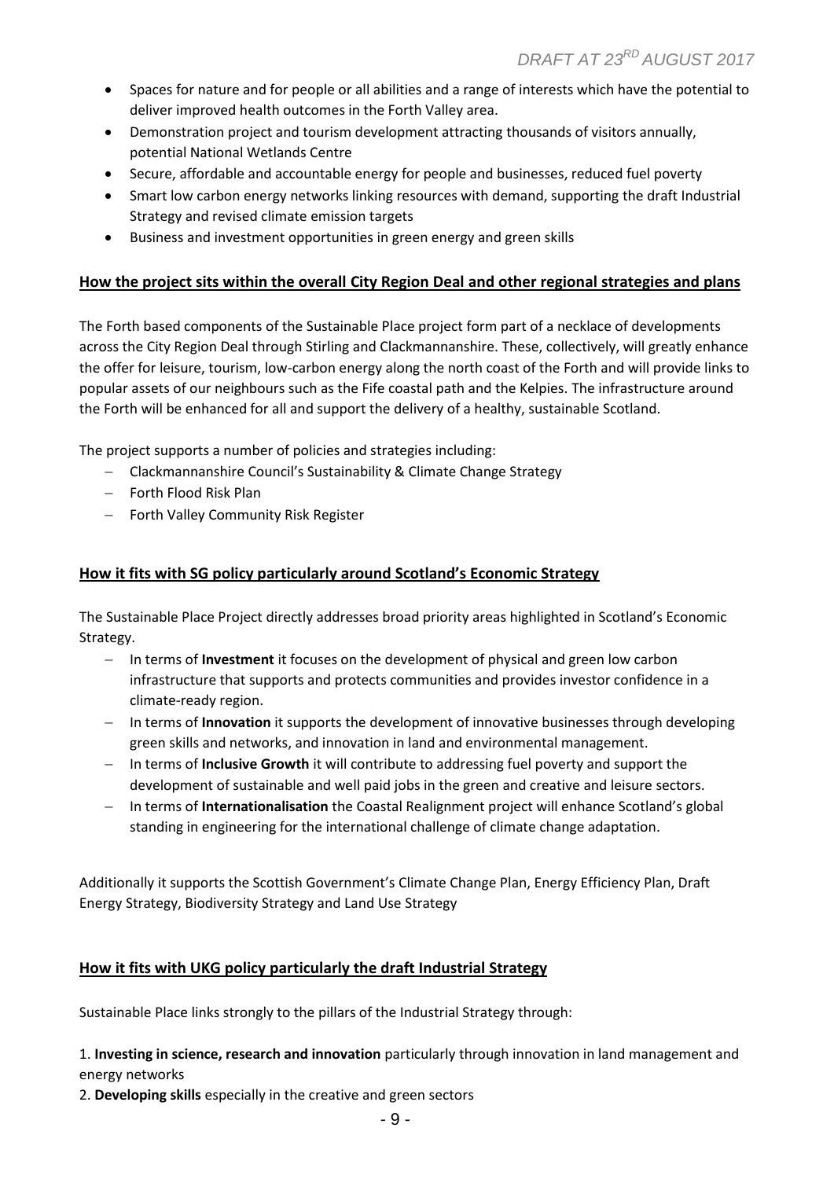- Spaces for nature and for people or all abilities and a range of interests which have the potential to deliver improved health outcomes in the Forth Valley area.
- Demonstration project and tourism development attracting thousands of visitors annually, potential National Wetlands Centre
- Secure, affordable and accountable energy for people and businesses, reduced fuel poverty
- Smart low carbon energy networks linking resources with demand, supporting the draft Industrial Strategy and revised climate emission targets
- Business and investment opportunities in green energy and green skills

## How the project sits within the overall City Region Deal and other regional strategies and plans

The Forth based components of the Sustainable Place project form part of a necklace of developments across the City Region Deal through Stirling and Clackmannanshire. These, collectively, will greatly enhance the offer for leisure, tourism, low-carbon energy along the north coast of the Forth and will provide links to popular assets of our neighbours such as the Fife coastal path and the Kelpies. The infrastructure around the Forth will be enhanced for all and support the delivery of a healthy, sustainable Scotland.

The project supports a number of policies and strategies including:

- Clackmannanshire Council's Sustainability & Climate Change Strategy
- Forth Flood Risk Plan
- Forth Valley Community Risk Register

## How it fits with SG policy particularly around Scotland's Economic Strategy

The Sustainable Place Project directly addresses broad priority areas highlighted in Scotland's Economic Strategy.

- In terms of **Investment** it focuses on the development of physical and green low carbon infrastructure that supports and protects communities and provides investor confidence in a climate-ready region.
- In terms of **Innovation** it supports the development of innovative businesses through developing green skills and networks, and innovation in land and environmental management.
- In terms of **Inclusive Growth** it will contribute to addressing fuel poverty and support the development of sustainable and well paid jobs in the green and creative and leisure sectors.
- In terms of **Internationalisation** the Coastal Realignment project will enhance Scotland's global standing in engineering for the international challenge of climate change adaptation.

Additionally it supports the Scottish Government's Climate Change Plan, Energy Efficiency Plan, Draft Energy Strategy, Biodiversity Strategy and Land Use Strategy

## How it fits with UKG policy particularly the draft Industrial Strategy

Sustainable Place links strongly to the pillars of the Industrial Strategy through:

1. **Investing in science, research and innovation** particularly through innovation in land management and energy networks
2. **Developing skills** especially in the creative and green sectors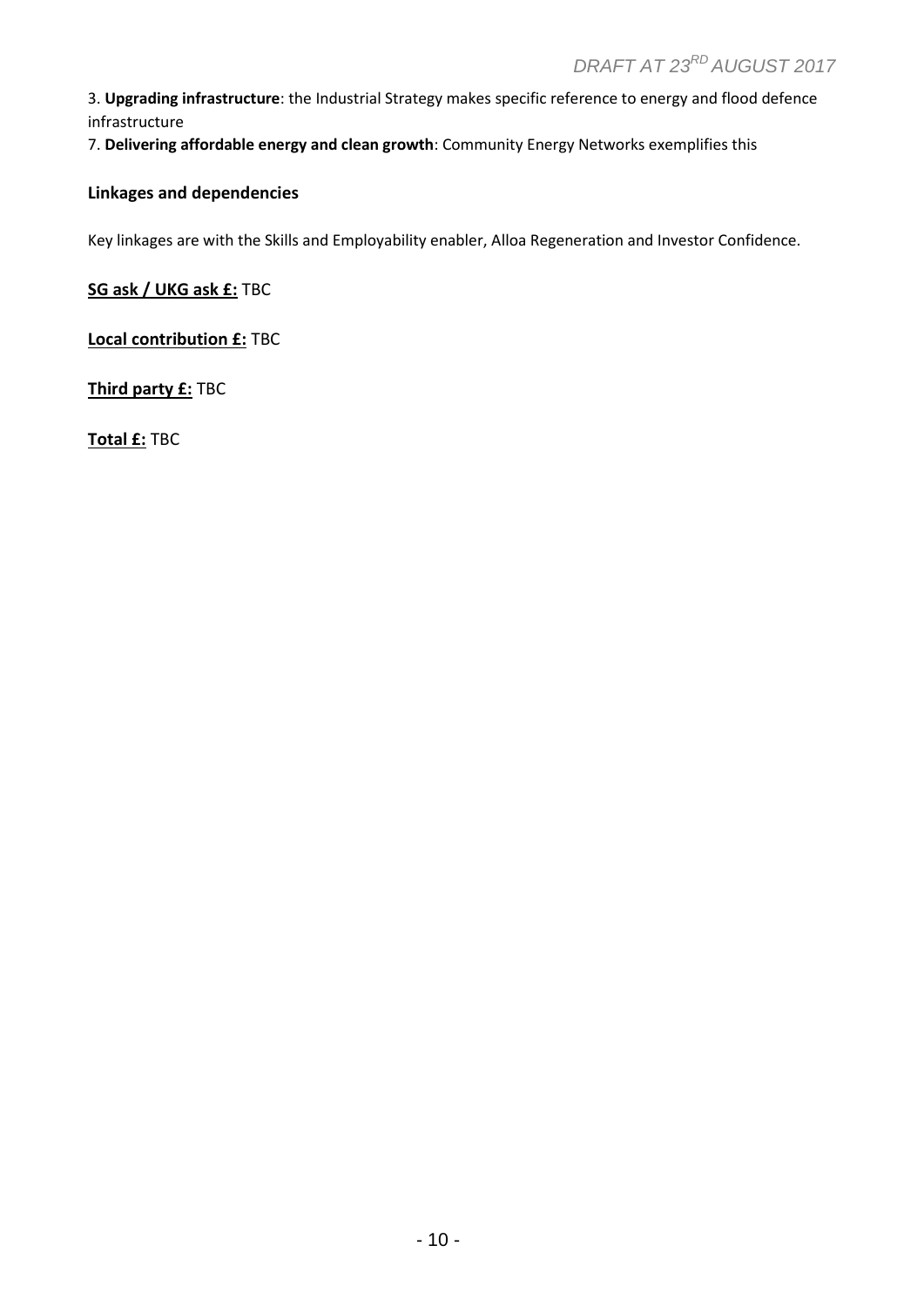3. **Upgrading infrastructure**: the Industrial Strategy makes specific reference to energy and flood defence infrastructure

7. **Delivering affordable energy and clean growth**: Community Energy Networks exemplifies this

### Linkages and dependencies

Key linkages are with the Skills and Employability enabler, Alloa Regeneration and Investor Confidence.

**SG ask / UKG ask £:** TBC

**Local contribution £:** TBC

**Third party £:** TBC

**Total £:** TBC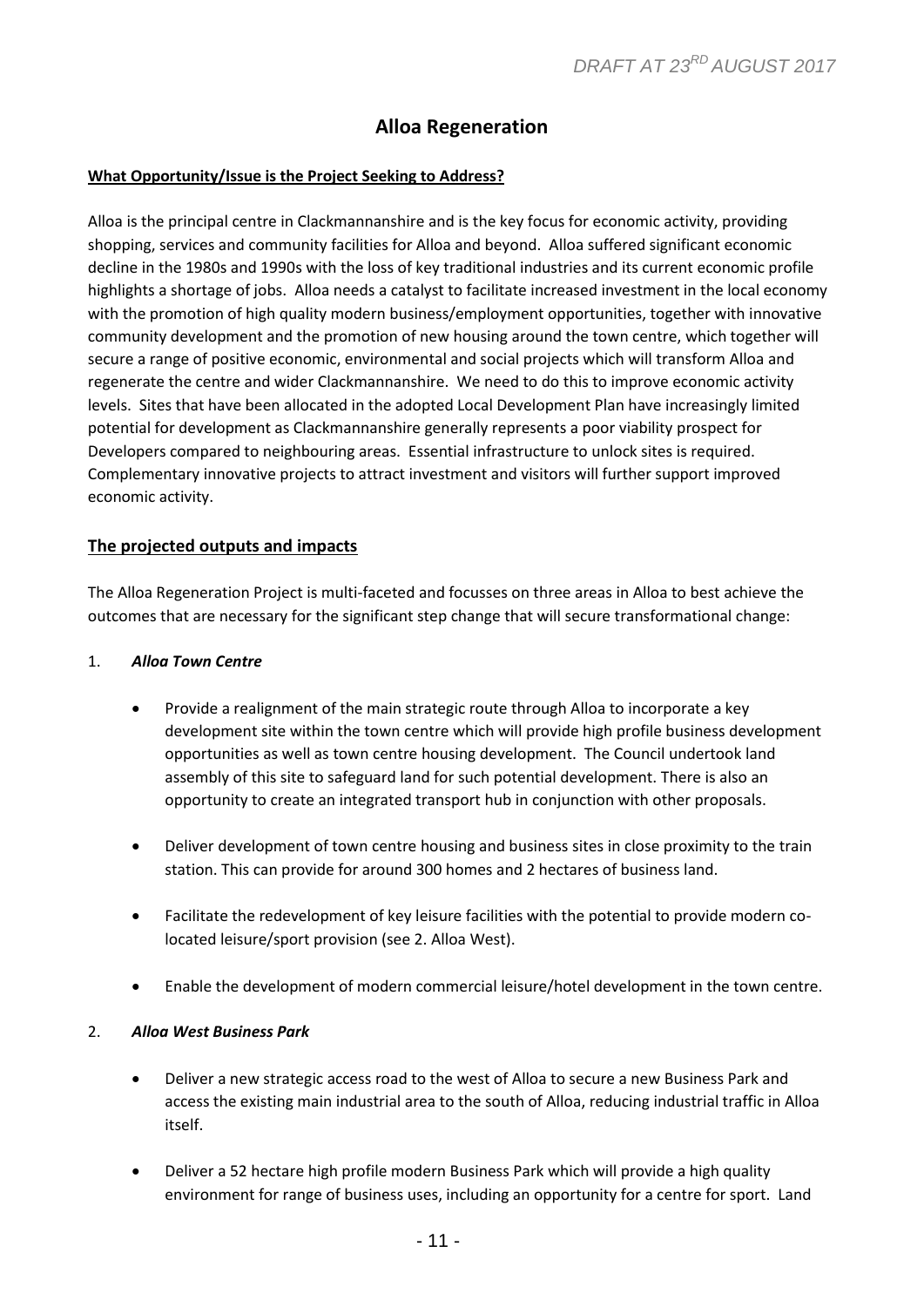# Alloa Regeneration

**What Opportunity/Issue is the Project Seeking to Address?**

Alloa is the principal centre in Clackmannanshire and is the key focus for economic activity, providing shopping, services and community facilities for Alloa and beyond. Alloa suffered significant economic decline in the 1980s and 1990s with the loss of key traditional industries and its current economic profile highlights a shortage of jobs. Alloa needs a catalyst to facilitate increased investment in the local economy with the promotion of high quality modern business/employment opportunities, together with innovative community development and the promotion of new housing around the town centre, which together will secure a range of positive economic, environmental and social projects which will transform Alloa and regenerate the centre and wider Clackmannanshire. We need to do this to improve economic activity levels. Sites that have been allocated in the adopted Local Development Plan have increasingly limited potential for development as Clackmannanshire generally represents a poor viability prospect for Developers compared to neighbouring areas. Essential infrastructure to unlock sites is required. Complementary innovative projects to attract investment and visitors will further support improved economic activity.

## The projected outputs and impacts

The Alloa Regeneration Project is multi-faceted and focusses on three areas in Alloa to best achieve the outcomes that are necessary for the significant step change that will secure transformational change:

1. ***Alloa Town Centre***

   - Provide a realignment of the main strategic route through Alloa to incorporate a key development site within the town centre which will provide high profile business development opportunities as well as town centre housing development. The Council undertook land assembly of this site to safeguard land for such potential development. There is also an opportunity to create an integrated transport hub in conjunction with other proposals.

   - Deliver development of town centre housing and business sites in close proximity to the train station. This can provide for around 300 homes and 2 hectares of business land.

   - Facilitate the redevelopment of key leisure facilities with the potential to provide modern co-located leisure/sport provision (see 2. Alloa West).

   - Enable the development of modern commercial leisure/hotel development in the town centre.

2. ***Alloa West Business Park***

   - Deliver a new strategic access road to the west of Alloa to secure a new Business Park and access the existing main industrial area to the south of Alloa, reducing industrial traffic in Alloa itself.

   - Deliver a 52 hectare high profile modern Business Park which will provide a high quality environment for range of business uses, including an opportunity for a centre for sport. Land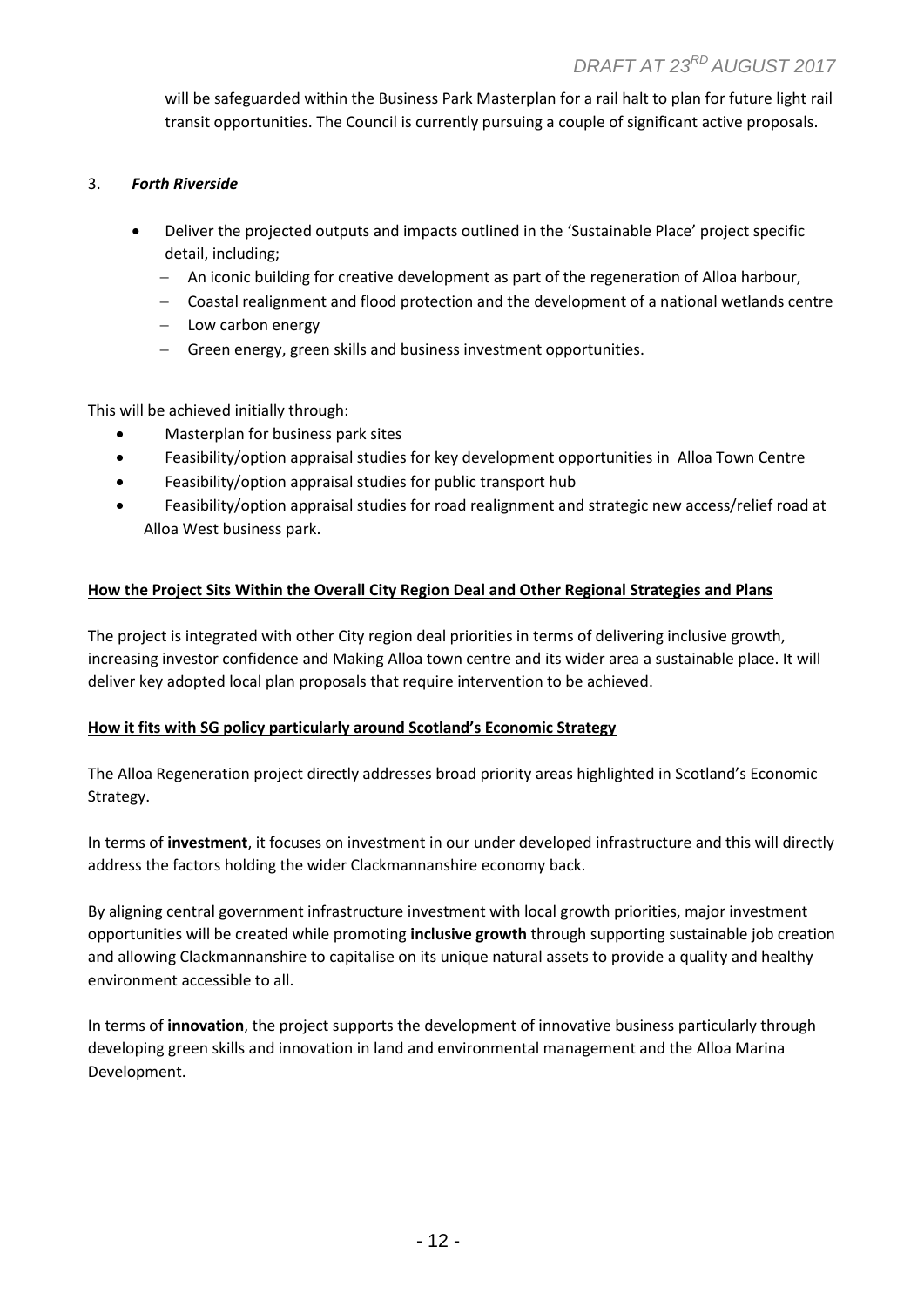will be safeguarded within the Business Park Masterplan for a rail halt to plan for future light rail transit opportunities. The Council is currently pursuing a couple of significant active proposals.

3. ***Forth Riverside***

- Deliver the projected outputs and impacts outlined in the 'Sustainable Place' project specific detail, including;
  - An iconic building for creative development as part of the regeneration of Alloa harbour,
  - Coastal realignment and flood protection and the development of a national wetlands centre
  - Low carbon energy
  - Green energy, green skills and business investment opportunities.

This will be achieved initially through:

- Masterplan for business park sites
- Feasibility/option appraisal studies for key development opportunities in Alloa Town Centre
- Feasibility/option appraisal studies for public transport hub
- Feasibility/option appraisal studies for road realignment and strategic new access/relief road at Alloa West business park.

**<u>How the Project Sits Within the Overall City Region Deal and Other Regional Strategies and Plans</u>**

The project is integrated with other City region deal priorities in terms of delivering inclusive growth, increasing investor confidence and Making Alloa town centre and its wider area a sustainable place. It will deliver key adopted local plan proposals that require intervention to be achieved.

**<u>How it fits with SG policy particularly around Scotland's Economic Strategy</u>**

The Alloa Regeneration project directly addresses broad priority areas highlighted in Scotland's Economic Strategy.

In terms of **investment**, it focuses on investment in our under developed infrastructure and this will directly address the factors holding the wider Clackmannanshire economy back.

By aligning central government infrastructure investment with local growth priorities, major investment opportunities will be created while promoting **inclusive growth** through supporting sustainable job creation and allowing Clackmannanshire to capitalise on its unique natural assets to provide a quality and healthy environment accessible to all.

In terms of **innovation**, the project supports the development of innovative business particularly through developing green skills and innovation in land and environmental management and the Alloa Marina Development.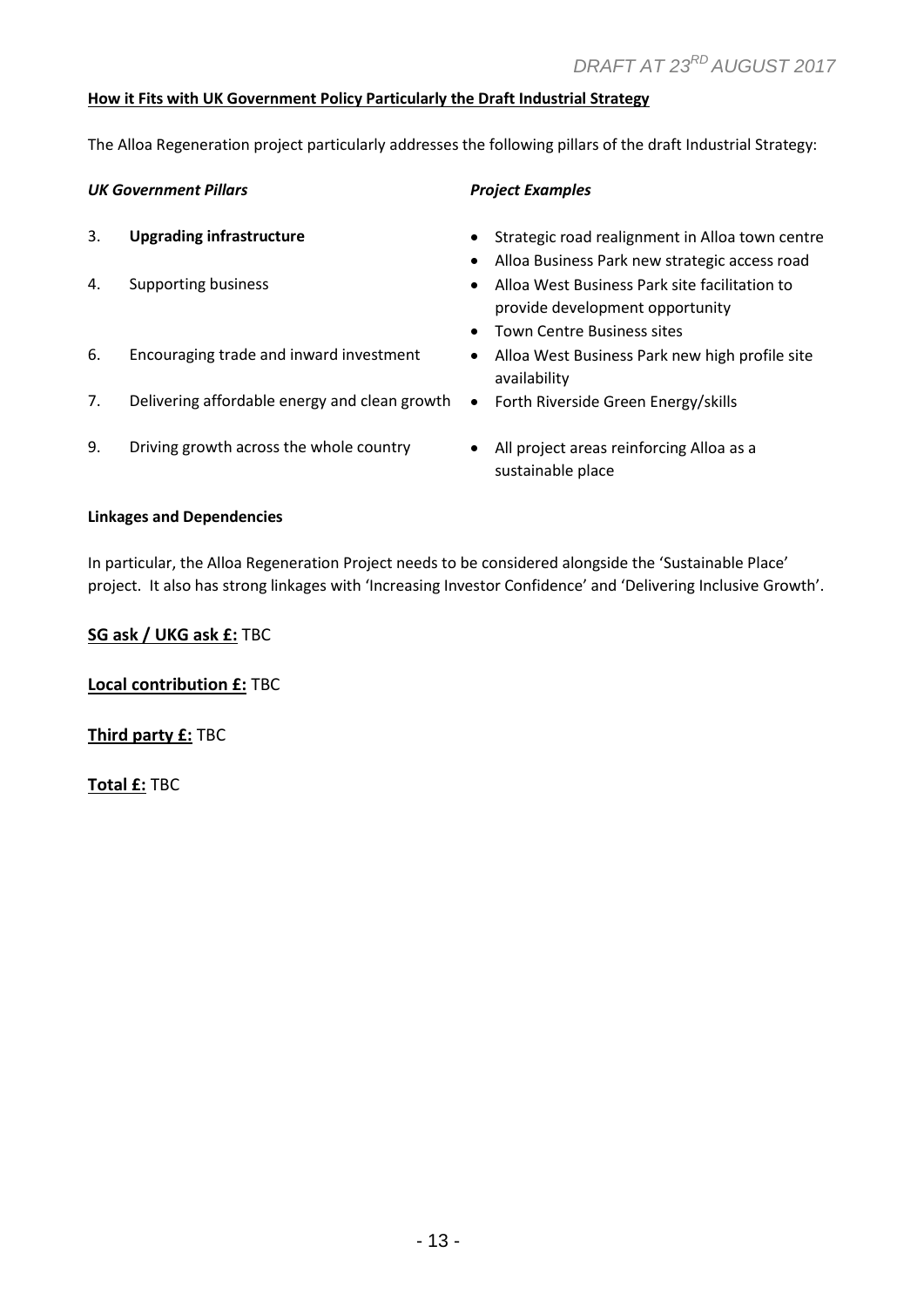**How it Fits with UK Government Policy Particularly the Draft Industrial Strategy**

The Alloa Regeneration project particularly addresses the following pillars of the draft Industrial Strategy:

| *UK Government Pillars* | *Project Examples* |
|---|---|
| 3. **Upgrading infrastructure** | • Strategic road realignment in Alloa town centre<br>• Alloa Business Park new strategic access road |
| 4. Supporting business | • Alloa West Business Park site facilitation to provide development opportunity<br>• Town Centre Business sites |
| 6. Encouraging trade and inward investment | • Alloa West Business Park new high profile site availability |
| 7. Delivering affordable energy and clean growth | • Forth Riverside Green Energy/skills |
| 9. Driving growth across the whole country | • All project areas reinforcing Alloa as a sustainable place |

**Linkages and Dependencies**

In particular, the Alloa Regeneration Project needs to be considered alongside the 'Sustainable Place' project. It also has strong linkages with 'Increasing Investor Confidence' and 'Delivering Inclusive Growth'.

**SG ask / UKG ask £:** TBC

**Local contribution £:** TBC

**Third party £:** TBC

**Total £:** TBC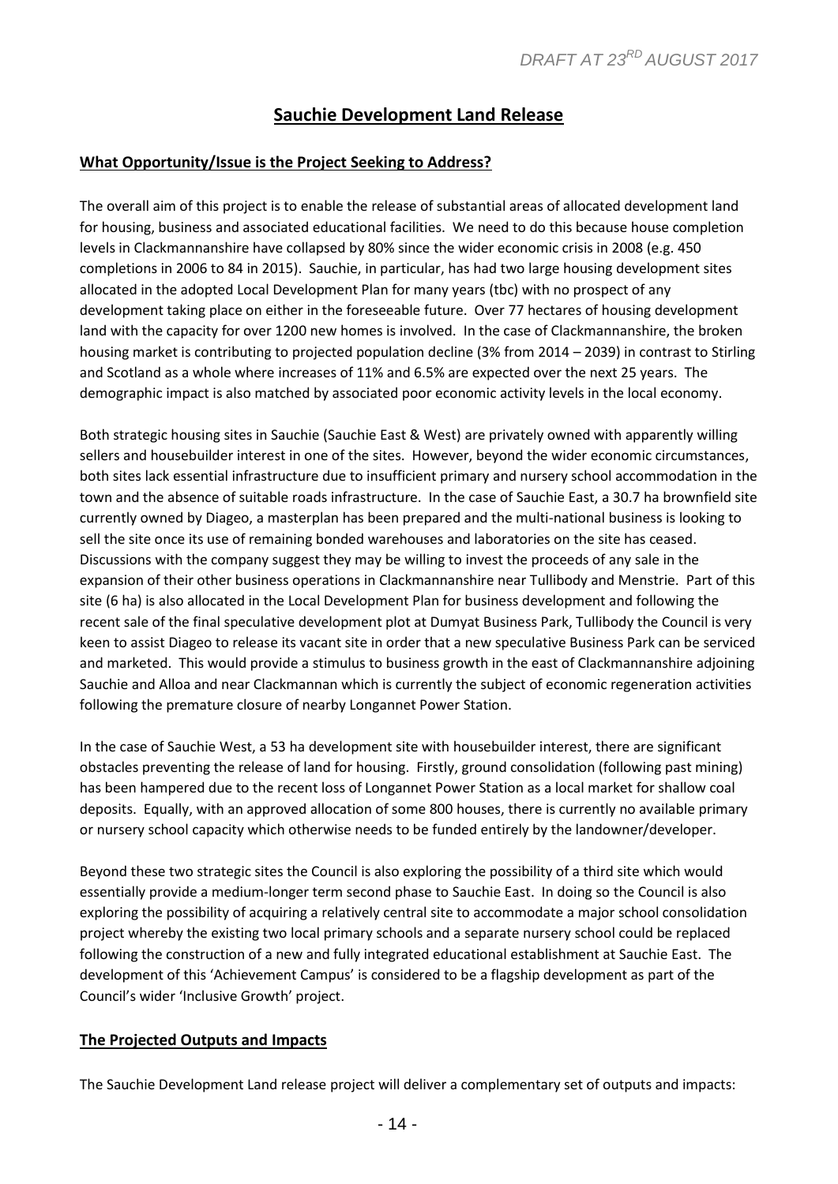## Sauchie Development Land Release

### What Opportunity/Issue is the Project Seeking to Address?

The overall aim of this project is to enable the release of substantial areas of allocated development land for housing, business and associated educational facilities. We need to do this because house completion levels in Clackmannanshire have collapsed by 80% since the wider economic crisis in 2008 (e.g. 450 completions in 2006 to 84 in 2015). Sauchie, in particular, has had two large housing development sites allocated in the adopted Local Development Plan for many years (tbc) with no prospect of any development taking place on either in the foreseeable future. Over 77 hectares of housing development land with the capacity for over 1200 new homes is involved. In the case of Clackmannanshire, the broken housing market is contributing to projected population decline (3% from 2014 – 2039) in contrast to Stirling and Scotland as a whole where increases of 11% and 6.5% are expected over the next 25 years. The demographic impact is also matched by associated poor economic activity levels in the local economy.

Both strategic housing sites in Sauchie (Sauchie East & West) are privately owned with apparently willing sellers and housebuilder interest in one of the sites. However, beyond the wider economic circumstances, both sites lack essential infrastructure due to insufficient primary and nursery school accommodation in the town and the absence of suitable roads infrastructure. In the case of Sauchie East, a 30.7 ha brownfield site currently owned by Diageo, a masterplan has been prepared and the multi-national business is looking to sell the site once its use of remaining bonded warehouses and laboratories on the site has ceased. Discussions with the company suggest they may be willing to invest the proceeds of any sale in the expansion of their other business operations in Clackmannanshire near Tullibody and Menstrie. Part of this site (6 ha) is also allocated in the Local Development Plan for business development and following the recent sale of the final speculative development plot at Dumyat Business Park, Tullibody the Council is very keen to assist Diageo to release its vacant site in order that a new speculative Business Park can be serviced and marketed. This would provide a stimulus to business growth in the east of Clackmannanshire adjoining Sauchie and Alloa and near Clackmannan which is currently the subject of economic regeneration activities following the premature closure of nearby Longannet Power Station.

In the case of Sauchie West, a 53 ha development site with housebuilder interest, there are significant obstacles preventing the release of land for housing. Firstly, ground consolidation (following past mining) has been hampered due to the recent loss of Longannet Power Station as a local market for shallow coal deposits. Equally, with an approved allocation of some 800 houses, there is currently no available primary or nursery school capacity which otherwise needs to be funded entirely by the landowner/developer.

Beyond these two strategic sites the Council is also exploring the possibility of a third site which would essentially provide a medium-longer term second phase to Sauchie East. In doing so the Council is also exploring the possibility of acquiring a relatively central site to accommodate a major school consolidation project whereby the existing two local primary schools and a separate nursery school could be replaced following the construction of a new and fully integrated educational establishment at Sauchie East. The development of this 'Achievement Campus' is considered to be a flagship development as part of the Council's wider 'Inclusive Growth' project.

### The Projected Outputs and Impacts

The Sauchie Development Land release project will deliver a complementary set of outputs and impacts: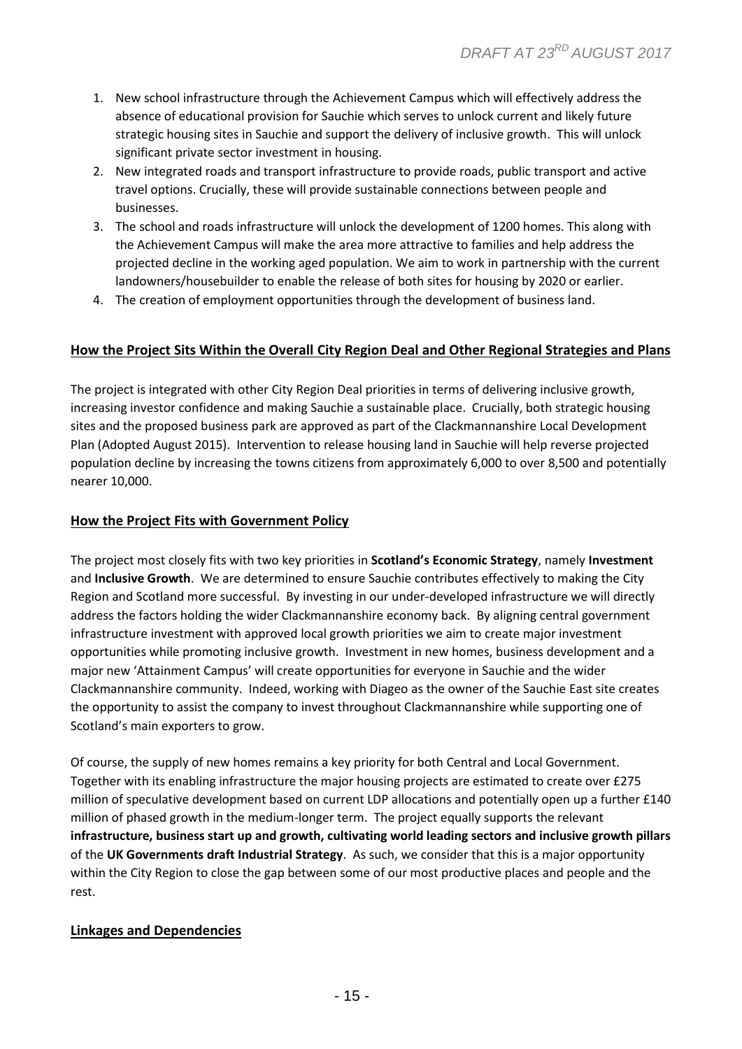1. New school infrastructure through the Achievement Campus which will effectively address the absence of educational provision for Sauchie which serves to unlock current and likely future strategic housing sites in Sauchie and support the delivery of inclusive growth. This will unlock significant private sector investment in housing.
2. New integrated roads and transport infrastructure to provide roads, public transport and active travel options. Crucially, these will provide sustainable connections between people and businesses.
3. The school and roads infrastructure will unlock the development of 1200 homes. This along with the Achievement Campus will make the area more attractive to families and help address the projected decline in the working aged population. We aim to work in partnership with the current landowners/housebuilder to enable the release of both sites for housing by 2020 or earlier.
4. The creation of employment opportunities through the development of business land.

## How the Project Sits Within the Overall City Region Deal and Other Regional Strategies and Plans

The project is integrated with other City Region Deal priorities in terms of delivering inclusive growth, increasing investor confidence and making Sauchie a sustainable place. Crucially, both strategic housing sites and the proposed business park are approved as part of the Clackmannanshire Local Development Plan (Adopted August 2015). Intervention to release housing land in Sauchie will help reverse projected population decline by increasing the towns citizens from approximately 6,000 to over 8,500 and potentially nearer 10,000.

## How the Project Fits with Government Policy

The project most closely fits with two key priorities in **Scotland's Economic Strategy**, namely **Investment** and **Inclusive Growth**. We are determined to ensure Sauchie contributes effectively to making the City Region and Scotland more successful. By investing in our under-developed infrastructure we will directly address the factors holding the wider Clackmannanshire economy back. By aligning central government infrastructure investment with approved local growth priorities we aim to create major investment opportunities while promoting inclusive growth. Investment in new homes, business development and a major new 'Attainment Campus' will create opportunities for everyone in Sauchie and the wider Clackmannanshire community. Indeed, working with Diageo as the owner of the Sauchie East site creates the opportunity to assist the company to invest throughout Clackmannanshire while supporting one of Scotland's main exporters to grow.

Of course, the supply of new homes remains a key priority for both Central and Local Government. Together with its enabling infrastructure the major housing projects are estimated to create over £275 million of speculative development based on current LDP allocations and potentially open up a further £140 million of phased growth in the medium-longer term. The project equally supports the relevant **infrastructure, business start up and growth, cultivating world leading sectors and inclusive growth pillars** of the **UK Governments draft Industrial Strategy**. As such, we consider that this is a major opportunity within the City Region to close the gap between some of our most productive places and people and the rest.

## Linkages and Dependencies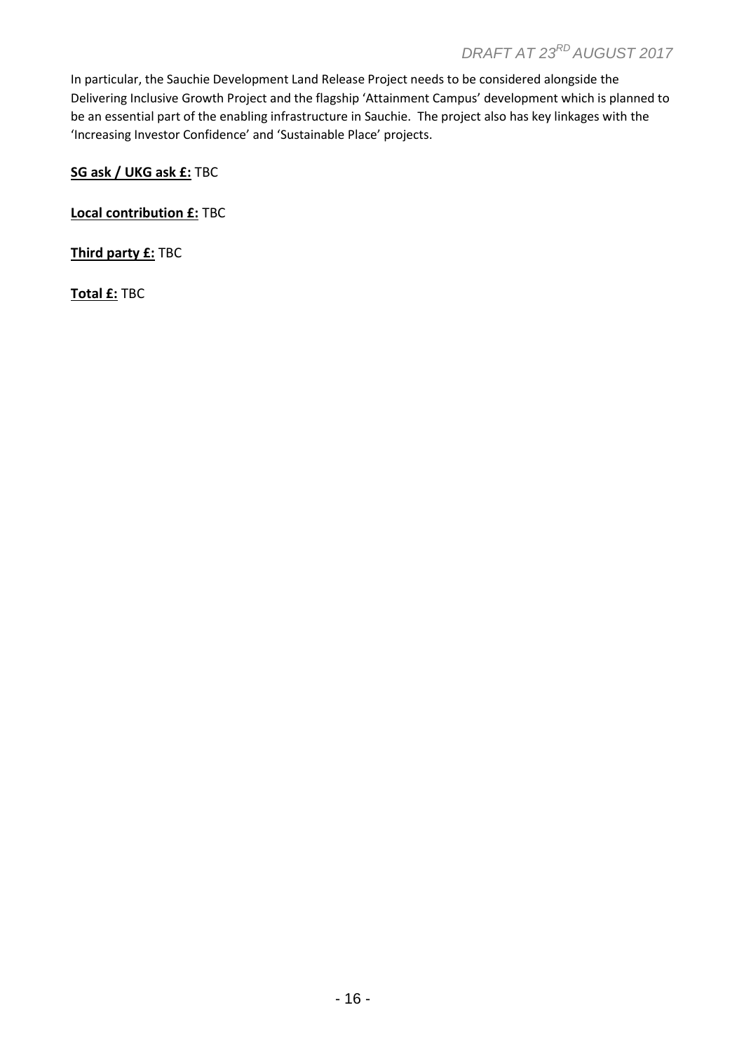In particular, the Sauchie Development Land Release Project needs to be considered alongside the Delivering Inclusive Growth Project and the flagship 'Attainment Campus' development which is planned to be an essential part of the enabling infrastructure in Sauchie. The project also has key linkages with the 'Increasing Investor Confidence' and 'Sustainable Place' projects.

**SG ask / UKG ask £:** TBC

**Local contribution £:** TBC

**Third party £:** TBC

**Total £:** TBC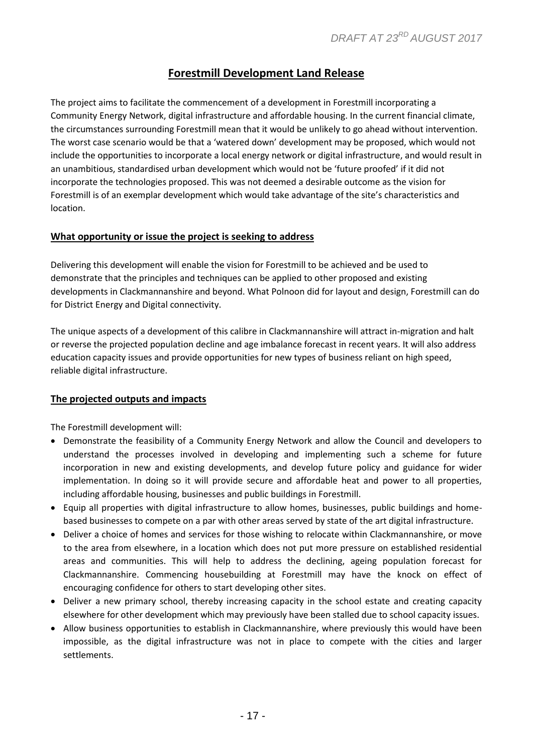## Forestmill Development Land Release

The project aims to facilitate the commencement of a development in Forestmill incorporating a Community Energy Network, digital infrastructure and affordable housing. In the current financial climate, the circumstances surrounding Forestmill mean that it would be unlikely to go ahead without intervention. The worst case scenario would be that a 'watered down' development may be proposed, which would not include the opportunities to incorporate a local energy network or digital infrastructure, and would result in an unambitious, standardised urban development which would not be 'future proofed' if it did not incorporate the technologies proposed. This was not deemed a desirable outcome as the vision for Forestmill is of an exemplar development which would take advantage of the site's characteristics and location.

### What opportunity or issue the project is seeking to address

Delivering this development will enable the vision for Forestmill to be achieved and be used to demonstrate that the principles and techniques can be applied to other proposed and existing developments in Clackmannanshire and beyond. What Polnoon did for layout and design, Forestmill can do for District Energy and Digital connectivity.

The unique aspects of a development of this calibre in Clackmannanshire will attract in-migration and halt or reverse the projected population decline and age imbalance forecast in recent years. It will also address education capacity issues and provide opportunities for new types of business reliant on high speed, reliable digital infrastructure.

### The projected outputs and impacts

The Forestmill development will:

- Demonstrate the feasibility of a Community Energy Network and allow the Council and developers to understand the processes involved in developing and implementing such a scheme for future incorporation in new and existing developments, and develop future policy and guidance for wider implementation. In doing so it will provide secure and affordable heat and power to all properties, including affordable housing, businesses and public buildings in Forestmill.
- Equip all properties with digital infrastructure to allow homes, businesses, public buildings and home-based businesses to compete on a par with other areas served by state of the art digital infrastructure.
- Deliver a choice of homes and services for those wishing to relocate within Clackmannanshire, or move to the area from elsewhere, in a location which does not put more pressure on established residential areas and communities. This will help to address the declining, ageing population forecast for Clackmannanshire. Commencing housebuilding at Forestmill may have the knock on effect of encouraging confidence for others to start developing other sites.
- Deliver a new primary school, thereby increasing capacity in the school estate and creating capacity elsewhere for other development which may previously have been stalled due to school capacity issues.
- Allow business opportunities to establish in Clackmannanshire, where previously this would have been impossible, as the digital infrastructure was not in place to compete with the cities and larger settlements.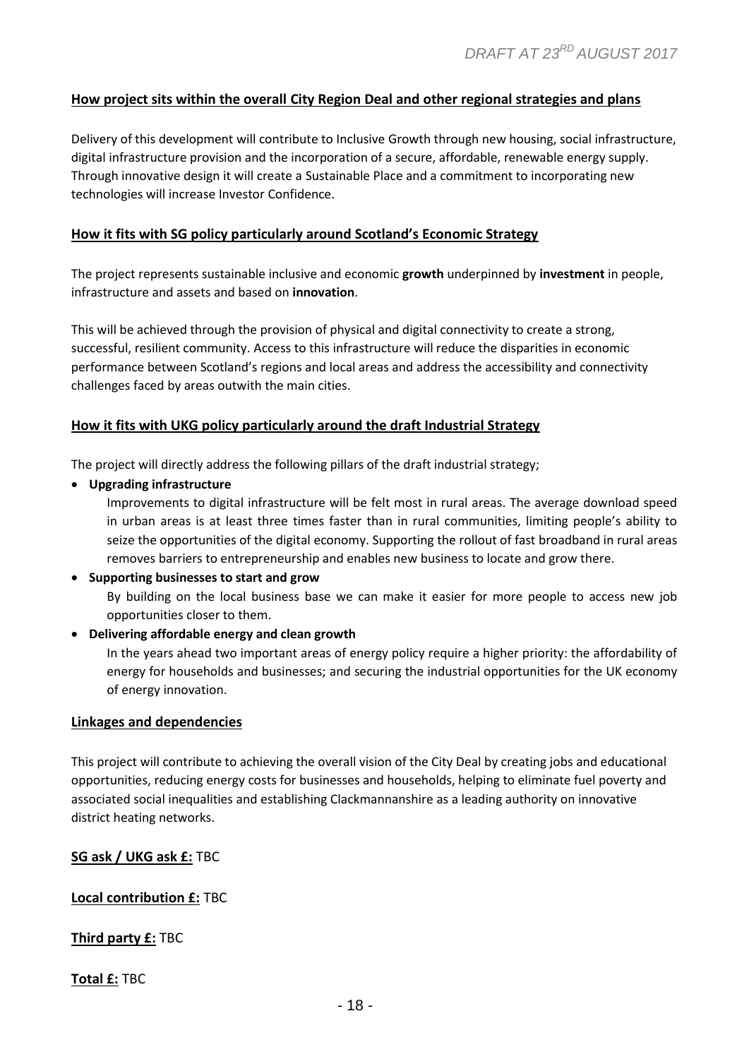## How project sits within the overall City Region Deal and other regional strategies and plans

Delivery of this development will contribute to Inclusive Growth through new housing, social infrastructure, digital infrastructure provision and the incorporation of a secure, affordable, renewable energy supply. Through innovative design it will create a Sustainable Place and a commitment to incorporating new technologies will increase Investor Confidence.

## How it fits with SG policy particularly around Scotland's Economic Strategy

The project represents sustainable inclusive and economic **growth** underpinned by **investment** in people, infrastructure and assets and based on **innovation**.

This will be achieved through the provision of physical and digital connectivity to create a strong, successful, resilient community. Access to this infrastructure will reduce the disparities in economic performance between Scotland's regions and local areas and address the accessibility and connectivity challenges faced by areas outwith the main cities.

## How it fits with UKG policy particularly around the draft Industrial Strategy

The project will directly address the following pillars of the draft industrial strategy;

- **Upgrading infrastructure**
  Improvements to digital infrastructure will be felt most in rural areas. The average download speed in urban areas is at least three times faster than in rural communities, limiting people's ability to seize the opportunities of the digital economy. Supporting the rollout of fast broadband in rural areas removes barriers to entrepreneurship and enables new business to locate and grow there.
- **Supporting businesses to start and grow**
  By building on the local business base we can make it easier for more people to access new job opportunities closer to them.
- **Delivering affordable energy and clean growth**
  In the years ahead two important areas of energy policy require a higher priority: the affordability of energy for households and businesses; and securing the industrial opportunities for the UK economy of energy innovation.

## Linkages and dependencies

This project will contribute to achieving the overall vision of the City Deal by creating jobs and educational opportunities, reducing energy costs for businesses and households, helping to eliminate fuel poverty and associated social inequalities and establishing Clackmannanshire as a leading authority on innovative district heating networks.

**SG ask / UKG ask £:** TBC

**Local contribution £:** TBC

**Third party £:** TBC

**Total £:** TBC